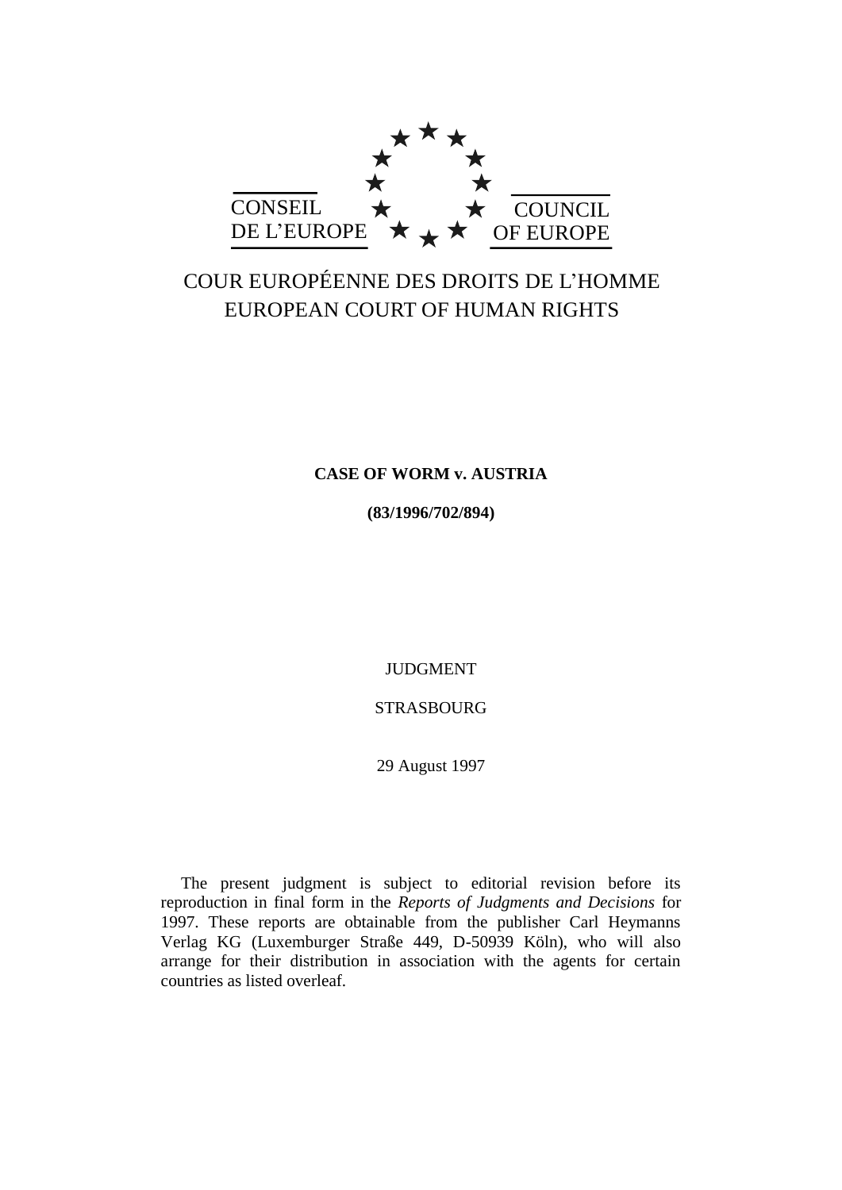CONSEIL DE L'EUROPE

COUNCIL OF EUROPE

COUR EUROPÉENNE DES DROITS DE L'HOMME
EUROPEAN COURT OF HUMAN RIGHTS

**CASE OF WORM v. AUSTRIA**

**(83/1996/702/894)**

JUDGMENT

STRASBOURG

29 August 1997

The present judgment is subject to editorial revision before its reproduction in final form in the *Reports of Judgments and Decisions* for 1997. These reports are obtainable from the publisher Carl Heymanns Verlag KG (Luxemburger Straße 449, D-50939 Köln), who will also arrange for their distribution in association with the agents for certain countries as listed overleaf.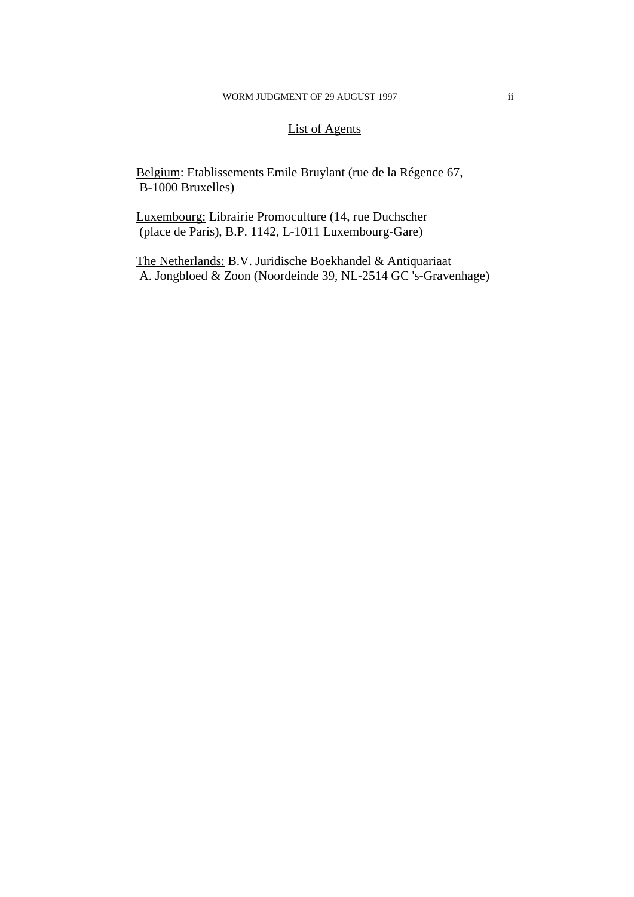## List of Agents

Belgium: Etablissements Emile Bruylant (rue de la Régence 67, B-1000 Bruxelles)

Luxembourg: Librairie Promoculture (14, rue Duchscher (place de Paris), B.P. 1142, L-1011 Luxembourg-Gare)

The Netherlands: B.V. Juridische Boekhandel & Antiquariaat A. Jongbloed & Zoon (Noordeinde 39, NL-2514 GC 's-Gravenhage)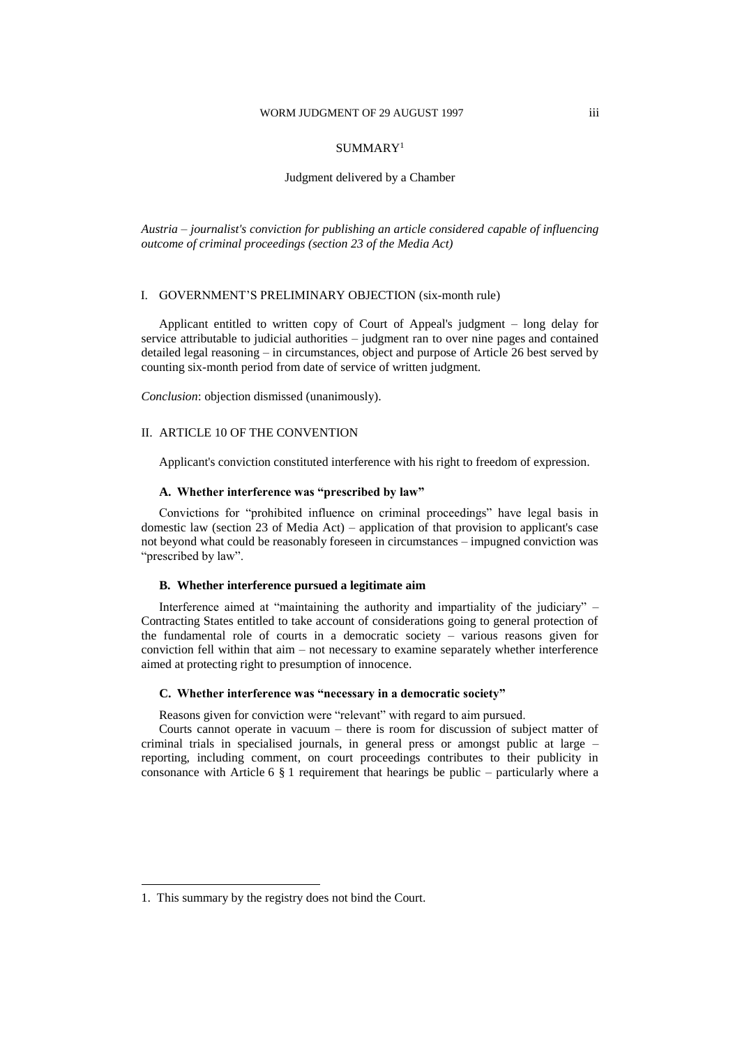SUMMARY[1]

Judgment delivered by a Chamber

*Austria – journalist's conviction for publishing an article considered capable of influencing outcome of criminal proceedings (section 23 of the Media Act)*

## I. GOVERNMENT'S PRELIMINARY OBJECTION (six-month rule)

Applicant entitled to written copy of Court of Appeal's judgment – long delay for service attributable to judicial authorities – judgment ran to over nine pages and contained detailed legal reasoning – in circumstances, object and purpose of Article 26 best served by counting six-month period from date of service of written judgment.

*Conclusion*: objection dismissed (unanimously).

## II. ARTICLE 10 OF THE CONVENTION

Applicant's conviction constituted interference with his right to freedom of expression.

### A. Whether interference was "prescribed by law"

Convictions for "prohibited influence on criminal proceedings" have legal basis in domestic law (section 23 of Media Act) – application of that provision to applicant's case not beyond what could be reasonably foreseen in circumstances – impugned conviction was "prescribed by law".

### B. Whether interference pursued a legitimate aim

Interference aimed at "maintaining the authority and impartiality of the judiciary" – Contracting States entitled to take account of considerations going to general protection of the fundamental role of courts in a democratic society – various reasons given for conviction fell within that aim – not necessary to examine separately whether interference aimed at protecting right to presumption of innocence.

### C. Whether interference was "necessary in a democratic society"

Reasons given for conviction were "relevant" with regard to aim pursued.

Courts cannot operate in vacuum – there is room for discussion of subject matter of criminal trials in specialised journals, in general press or amongst public at large – reporting, including comment, on court proceedings contributes to their publicity in consonance with Article 6 § 1 requirement that hearings be public – particularly where a

---

1. This summary by the registry does not bind the Court.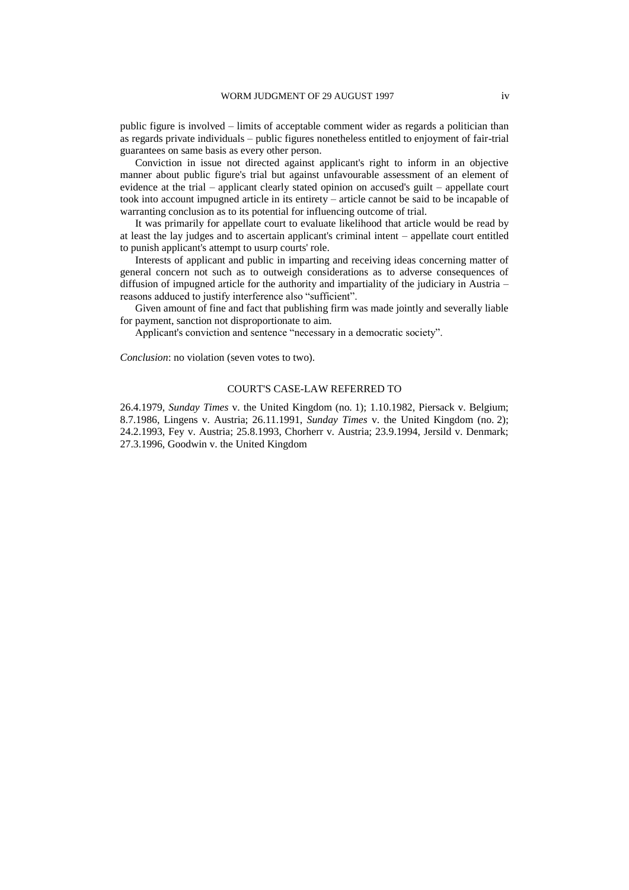public figure is involved – limits of acceptable comment wider as regards a politician than as regards private individuals – public figures nonetheless entitled to enjoyment of fair-trial guarantees on same basis as every other person.

Conviction in issue not directed against applicant's right to inform in an objective manner about public figure's trial but against unfavourable assessment of an element of evidence at the trial – applicant clearly stated opinion on accused's guilt – appellate court took into account impugned article in its entirety – article cannot be said to be incapable of warranting conclusion as to its potential for influencing outcome of trial.

It was primarily for appellate court to evaluate likelihood that article would be read by at least the lay judges and to ascertain applicant's criminal intent – appellate court entitled to punish applicant's attempt to usurp courts' role.

Interests of applicant and public in imparting and receiving ideas concerning matter of general concern not such as to outweigh considerations as to adverse consequences of diffusion of impugned article for the authority and impartiality of the judiciary in Austria – reasons adduced to justify interference also "sufficient".

Given amount of fine and fact that publishing firm was made jointly and severally liable for payment, sanction not disproportionate to aim.

Applicant's conviction and sentence "necessary in a democratic society".

*Conclusion*: no violation (seven votes to two).

## COURT'S CASE-LAW REFERRED TO

26.4.1979, *Sunday Times* v. the United Kingdom (no. 1); 1.10.1982, Piersack v. Belgium; 8.7.1986, Lingens v. Austria; 26.11.1991, *Sunday Times* v. the United Kingdom (no. 2); 24.2.1993, Fey v. Austria; 25.8.1993, Chorherr v. Austria; 23.9.1994, Jersild v. Denmark; 27.3.1996, Goodwin v. the United Kingdom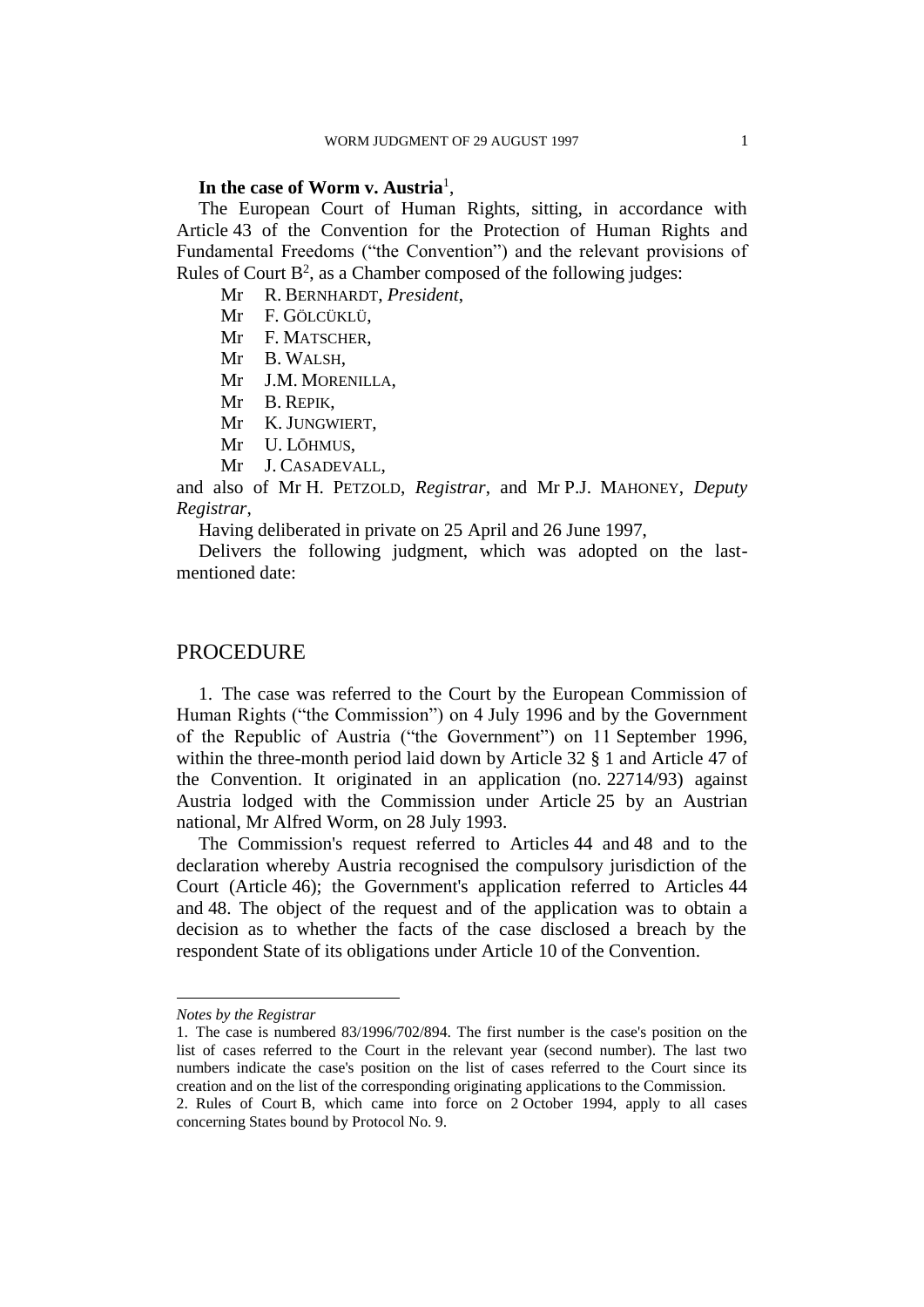**In the case of Worm v. Austria**[1],

The European Court of Human Rights, sitting, in accordance with Article 43 of the Convention for the Protection of Human Rights and Fundamental Freedoms ("the Convention") and the relevant provisions of Rules of Court B[2], as a Chamber composed of the following judges:

Mr R. Bernhardt, *President*,
Mr F. Gölcüklü,
Mr F. Matscher,
Mr B. Walsh,
Mr J.M. Morenilla,
Mr B. Repik,
Mr K. Jungwiert,
Mr U. Lõhmus,
Mr J. Casadevall,

and also of Mr H. Petzold, *Registrar*, and Mr P.J. Mahoney, *Deputy Registrar*,

Having deliberated in private on 25 April and 26 June 1997,

Delivers the following judgment, which was adopted on the last-mentioned date:

# PROCEDURE

1. The case was referred to the Court by the European Commission of Human Rights ("the Commission") on 4 July 1996 and by the Government of the Republic of Austria ("the Government") on 11 September 1996, within the three-month period laid down by Article 32 § 1 and Article 47 of the Convention. It originated in an application (no. 22714/93) against Austria lodged with the Commission under Article 25 by an Austrian national, Mr Alfred Worm, on 28 July 1993.

The Commission's request referred to Articles 44 and 48 and to the declaration whereby Austria recognised the compulsory jurisdiction of the Court (Article 46); the Government's application referred to Articles 44 and 48. The object of the request and of the application was to obtain a decision as to whether the facts of the case disclosed a breach by the respondent State of its obligations under Article 10 of the Convention.

---

*Notes by the Registrar*

1. The case is numbered 83/1996/702/894. The first number is the case's position on the list of cases referred to the Court in the relevant year (second number). The last two numbers indicate the case's position on the list of cases referred to the Court since its creation and on the list of the corresponding originating applications to the Commission.

2. Rules of Court B, which came into force on 2 October 1994, apply to all cases concerning States bound by Protocol No. 9.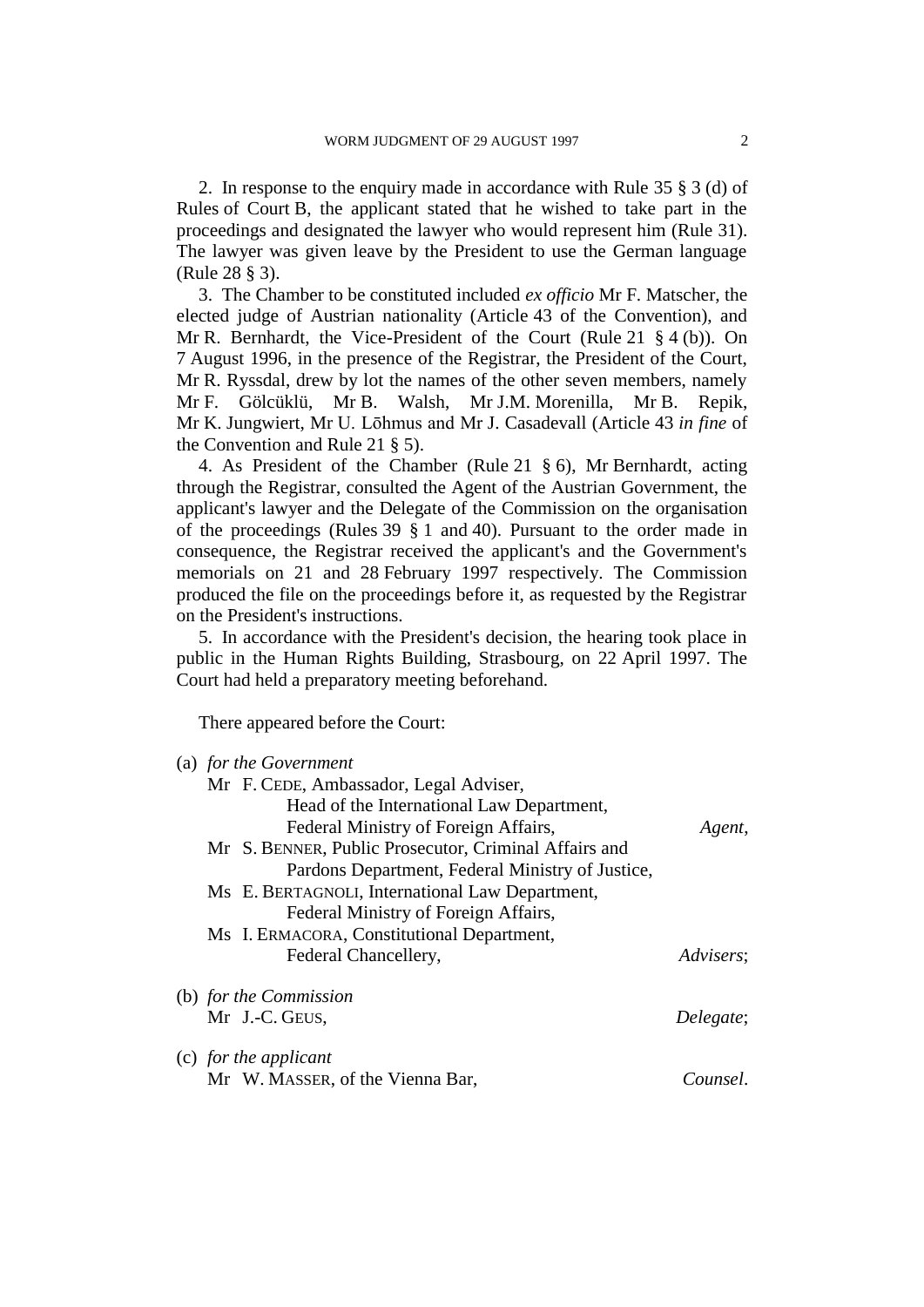2. In response to the enquiry made in accordance with Rule 35 § 3 (d) of Rules of Court B, the applicant stated that he wished to take part in the proceedings and designated the lawyer who would represent him (Rule 31). The lawyer was given leave by the President to use the German language (Rule 28 § 3).

3. The Chamber to be constituted included *ex officio* Mr F. Matscher, the elected judge of Austrian nationality (Article 43 of the Convention), and Mr R. Bernhardt, the Vice-President of the Court (Rule 21 § 4 (b)). On 7 August 1996, in the presence of the Registrar, the President of the Court, Mr R. Ryssdal, drew by lot the names of the other seven members, namely Mr F. Gölcüklü, Mr B. Walsh, Mr J.M. Morenilla, Mr B. Repik, Mr K. Jungwiert, Mr U. Lōhmus and Mr J. Casadevall (Article 43 *in fine* of the Convention and Rule 21 § 5).

4. As President of the Chamber (Rule 21 § 6), Mr Bernhardt, acting through the Registrar, consulted the Agent of the Austrian Government, the applicant's lawyer and the Delegate of the Commission on the organisation of the proceedings (Rules 39 § 1 and 40). Pursuant to the order made in consequence, the Registrar received the applicant's and the Government's memorials on 21 and 28 February 1997 respectively. The Commission produced the file on the proceedings before it, as requested by the Registrar on the President's instructions.

5. In accordance with the President's decision, the hearing took place in public in the Human Rights Building, Strasbourg, on 22 April 1997. The Court had held a preparatory meeting beforehand.

There appeared before the Court:

(a) *for the Government*

Mr F. Cede, Ambassador, Legal Adviser,
Head of the International Law Department,
Federal Ministry of Foreign Affairs, *Agent*,

Mr S. Benner, Public Prosecutor, Criminal Affairs and
Pardons Department, Federal Ministry of Justice,

Ms E. Bertagnoli, International Law Department,
Federal Ministry of Foreign Affairs,

Ms I. Ermacora, Constitutional Department,
Federal Chancellery, *Advisers*;

(b) *for the Commission*

Mr J.-C. Geus, *Delegate*;

(c) *for the applicant*

Mr W. Masser, of the Vienna Bar, *Counsel*.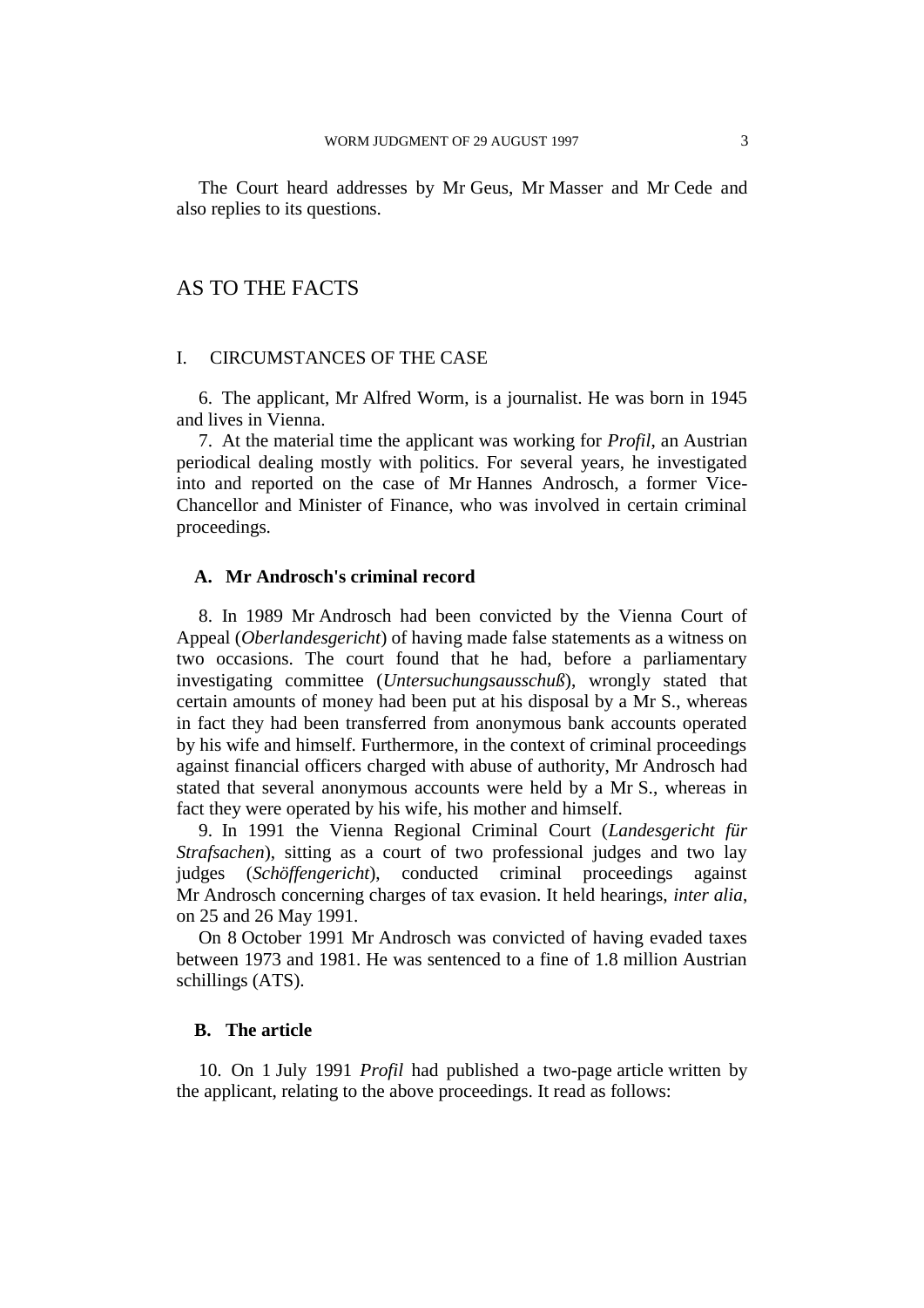The Court heard addresses by Mr Geus, Mr Masser and Mr Cede and also replies to its questions.

# AS TO THE FACTS

## I. CIRCUMSTANCES OF THE CASE

6. The applicant, Mr Alfred Worm, is a journalist. He was born in 1945 and lives in Vienna.

7. At the material time the applicant was working for *Profil*, an Austrian periodical dealing mostly with politics. For several years, he investigated into and reported on the case of Mr Hannes Androsch, a former Vice-Chancellor and Minister of Finance, who was involved in certain criminal proceedings.

### A. Mr Androsch's criminal record

8. In 1989 Mr Androsch had been convicted by the Vienna Court of Appeal (*Oberlandesgericht*) of having made false statements as a witness on two occasions. The court found that he had, before a parliamentary investigating committee (*Untersuchungsausschuß*), wrongly stated that certain amounts of money had been put at his disposal by a Mr S., whereas in fact they had been transferred from anonymous bank accounts operated by his wife and himself. Furthermore, in the context of criminal proceedings against financial officers charged with abuse of authority, Mr Androsch had stated that several anonymous accounts were held by a Mr S., whereas in fact they were operated by his wife, his mother and himself.

9. In 1991 the Vienna Regional Criminal Court (*Landesgericht für Strafsachen*), sitting as a court of two professional judges and two lay judges (*Schöffengericht*), conducted criminal proceedings against Mr Androsch concerning charges of tax evasion. It held hearings, *inter alia*, on 25 and 26 May 1991.

On 8 October 1991 Mr Androsch was convicted of having evaded taxes between 1973 and 1981. He was sentenced to a fine of 1.8 million Austrian schillings (ATS).

### B. The article

10. On 1 July 1991 *Profil* had published a two-page article written by the applicant, relating to the above proceedings. It read as follows: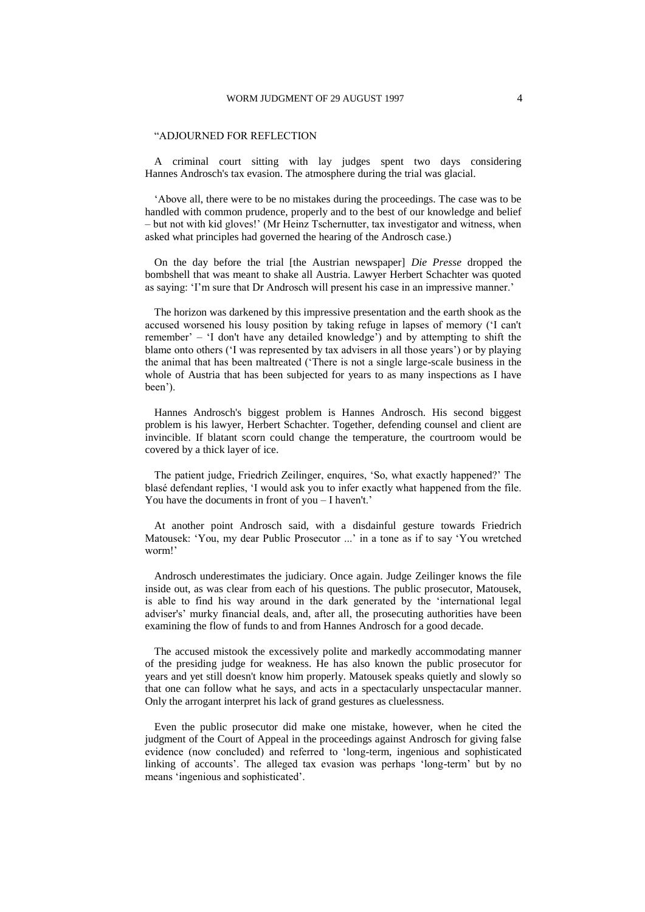"ADJOURNED FOR REFLECTION

A criminal court sitting with lay judges spent two days considering Hannes Androsch's tax evasion. The atmosphere during the trial was glacial.

'Above all, there were to be no mistakes during the proceedings. The case was to be handled with common prudence, properly and to the best of our knowledge and belief – but not with kid gloves!' (Mr Heinz Tschernutter, tax investigator and witness, when asked what principles had governed the hearing of the Androsch case.)

On the day before the trial [the Austrian newspaper] *Die Presse* dropped the bombshell that was meant to shake all Austria. Lawyer Herbert Schachter was quoted as saying: 'I'm sure that Dr Androsch will present his case in an impressive manner.'

The horizon was darkened by this impressive presentation and the earth shook as the accused worsened his lousy position by taking refuge in lapses of memory ('I can't remember' – 'I don't have any detailed knowledge') and by attempting to shift the blame onto others ('I was represented by tax advisers in all those years') or by playing the animal that has been maltreated ('There is not a single large-scale business in the whole of Austria that has been subjected for years to as many inspections as I have been').

Hannes Androsch's biggest problem is Hannes Androsch. His second biggest problem is his lawyer, Herbert Schachter. Together, defending counsel and client are invincible. If blatant scorn could change the temperature, the courtroom would be covered by a thick layer of ice.

The patient judge, Friedrich Zeilinger, enquires, 'So, what exactly happened?' The blasé defendant replies, 'I would ask you to infer exactly what happened from the file. You have the documents in front of you – I haven't.'

At another point Androsch said, with a disdainful gesture towards Friedrich Matousek: 'You, my dear Public Prosecutor ...' in a tone as if to say 'You wretched worm!'

Androsch underestimates the judiciary. Once again. Judge Zeilinger knows the file inside out, as was clear from each of his questions. The public prosecutor, Matousek, is able to find his way around in the dark generated by the 'international legal adviser's' murky financial deals, and, after all, the prosecuting authorities have been examining the flow of funds to and from Hannes Androsch for a good decade.

The accused mistook the excessively polite and markedly accommodating manner of the presiding judge for weakness. He has also known the public prosecutor for years and yet still doesn't know him properly. Matousek speaks quietly and slowly so that one can follow what he says, and acts in a spectacularly unspectacular manner. Only the arrogant interpret his lack of grand gestures as cluelessness.

Even the public prosecutor did make one mistake, however, when he cited the judgment of the Court of Appeal in the proceedings against Androsch for giving false evidence (now concluded) and referred to 'long-term, ingenious and sophisticated linking of accounts'. The alleged tax evasion was perhaps 'long-term' but by no means 'ingenious and sophisticated'.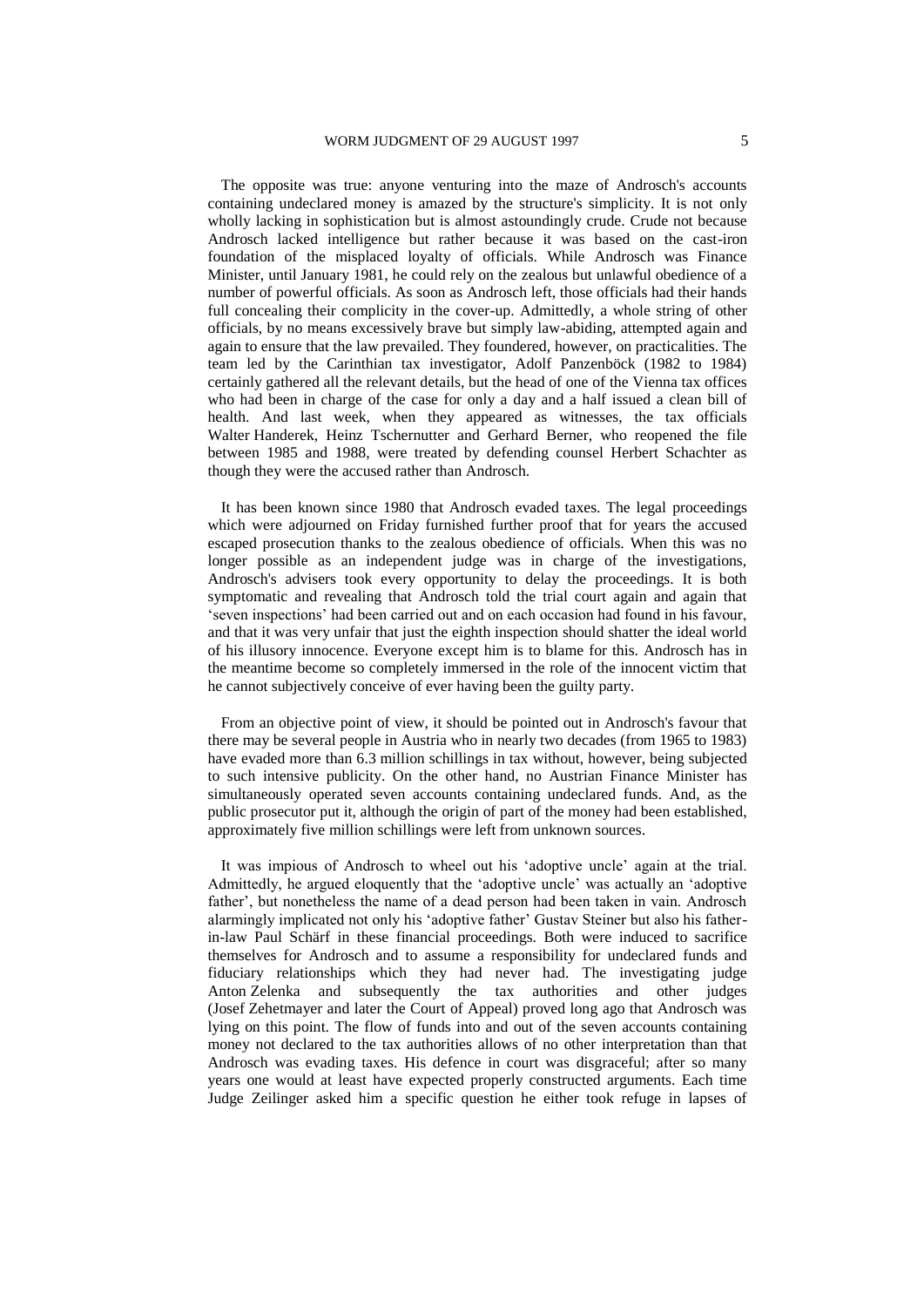The opposite was true: anyone venturing into the maze of Androsch's accounts containing undeclared money is amazed by the structure's simplicity. It is not only wholly lacking in sophistication but is almost astoundingly crude. Crude not because Androsch lacked intelligence but rather because it was based on the cast-iron foundation of the misplaced loyalty of officials. While Androsch was Finance Minister, until January 1981, he could rely on the zealous but unlawful obedience of a number of powerful officials. As soon as Androsch left, those officials had their hands full concealing their complicity in the cover-up. Admittedly, a whole string of other officials, by no means excessively brave but simply law-abiding, attempted again and again to ensure that the law prevailed. They foundered, however, on practicalities. The team led by the Carinthian tax investigator, Adolf Panzenböck (1982 to 1984) certainly gathered all the relevant details, but the head of one of the Vienna tax offices who had been in charge of the case for only a day and a half issued a clean bill of health. And last week, when they appeared as witnesses, the tax officials Walter Handerek, Heinz Tschernutter and Gerhard Berner, who reopened the file between 1985 and 1988, were treated by defending counsel Herbert Schachter as though they were the accused rather than Androsch.

It has been known since 1980 that Androsch evaded taxes. The legal proceedings which were adjourned on Friday furnished further proof that for years the accused escaped prosecution thanks to the zealous obedience of officials. When this was no longer possible as an independent judge was in charge of the investigations, Androsch's advisers took every opportunity to delay the proceedings. It is both symptomatic and revealing that Androsch told the trial court again and again that 'seven inspections' had been carried out and on each occasion had found in his favour, and that it was very unfair that just the eighth inspection should shatter the ideal world of his illusory innocence. Everyone except him is to blame for this. Androsch has in the meantime become so completely immersed in the role of the innocent victim that he cannot subjectively conceive of ever having been the guilty party.

From an objective point of view, it should be pointed out in Androsch's favour that there may be several people in Austria who in nearly two decades (from 1965 to 1983) have evaded more than 6.3 million schillings in tax without, however, being subjected to such intensive publicity. On the other hand, no Austrian Finance Minister has simultaneously operated seven accounts containing undeclared funds. And, as the public prosecutor put it, although the origin of part of the money had been established, approximately five million schillings were left from unknown sources.

It was impious of Androsch to wheel out his 'adoptive uncle' again at the trial. Admittedly, he argued eloquently that the 'adoptive uncle' was actually an 'adoptive father', but nonetheless the name of a dead person had been taken in vain. Androsch alarmingly implicated not only his 'adoptive father' Gustav Steiner but also his father-in-law Paul Schärf in these financial proceedings. Both were induced to sacrifice themselves for Androsch and to assume a responsibility for undeclared funds and fiduciary relationships which they had never had. The investigating judge Anton Zelenka and subsequently the tax authorities and other judges (Josef Zehetmayer and later the Court of Appeal) proved long ago that Androsch was lying on this point. The flow of funds into and out of the seven accounts containing money not declared to the tax authorities allows of no other interpretation than that Androsch was evading taxes. His defence in court was disgraceful; after so many years one would at least have expected properly constructed arguments. Each time Judge Zeilinger asked him a specific question he either took refuge in lapses of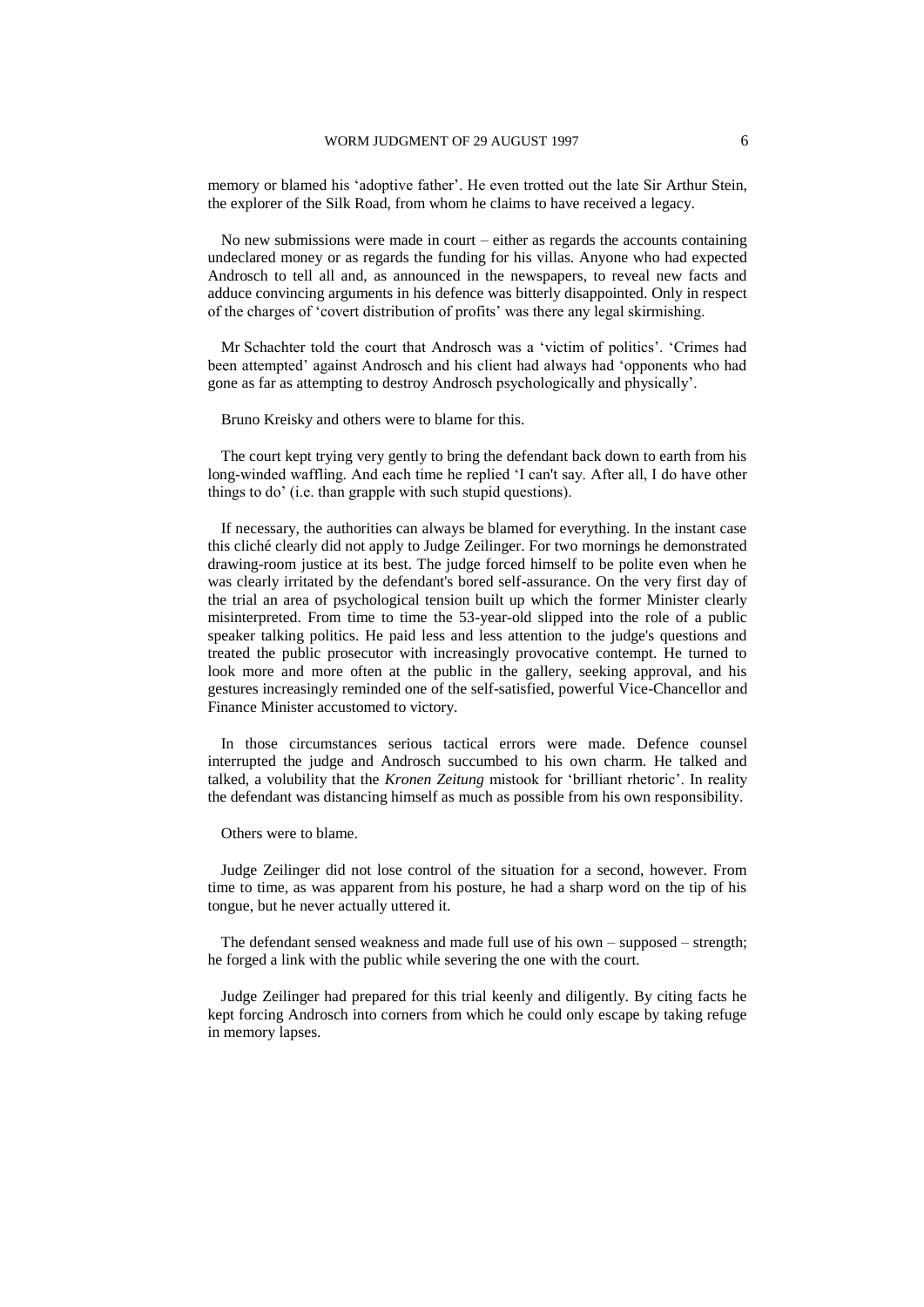memory or blamed his 'adoptive father'. He even trotted out the late Sir Arthur Stein, the explorer of the Silk Road, from whom he claims to have received a legacy.

No new submissions were made in court – either as regards the accounts containing undeclared money or as regards the funding for his villas. Anyone who had expected Androsch to tell all and, as announced in the newspapers, to reveal new facts and adduce convincing arguments in his defence was bitterly disappointed. Only in respect of the charges of 'covert distribution of profits' was there any legal skirmishing.

Mr Schachter told the court that Androsch was a 'victim of politics'. 'Crimes had been attempted' against Androsch and his client had always had 'opponents who had gone as far as attempting to destroy Androsch psychologically and physically'.

Bruno Kreisky and others were to blame for this.

The court kept trying very gently to bring the defendant back down to earth from his long-winded waffling. And each time he replied 'I can't say. After all, I do have other things to do' (i.e. than grapple with such stupid questions).

If necessary, the authorities can always be blamed for everything. In the instant case this cliché clearly did not apply to Judge Zeilinger. For two mornings he demonstrated drawing-room justice at its best. The judge forced himself to be polite even when he was clearly irritated by the defendant's bored self-assurance. On the very first day of the trial an area of psychological tension built up which the former Minister clearly misinterpreted. From time to time the 53-year-old slipped into the role of a public speaker talking politics. He paid less and less attention to the judge's questions and treated the public prosecutor with increasingly provocative contempt. He turned to look more and more often at the public in the gallery, seeking approval, and his gestures increasingly reminded one of the self-satisfied, powerful Vice-Chancellor and Finance Minister accustomed to victory.

In those circumstances serious tactical errors were made. Defence counsel interrupted the judge and Androsch succumbed to his own charm. He talked and talked, a volubility that the *Kronen Zeitung* mistook for 'brilliant rhetoric'. In reality the defendant was distancing himself as much as possible from his own responsibility.

Others were to blame.

Judge Zeilinger did not lose control of the situation for a second, however. From time to time, as was apparent from his posture, he had a sharp word on the tip of his tongue, but he never actually uttered it.

The defendant sensed weakness and made full use of his own – supposed – strength; he forged a link with the public while severing the one with the court.

Judge Zeilinger had prepared for this trial keenly and diligently. By citing facts he kept forcing Androsch into corners from which he could only escape by taking refuge in memory lapses.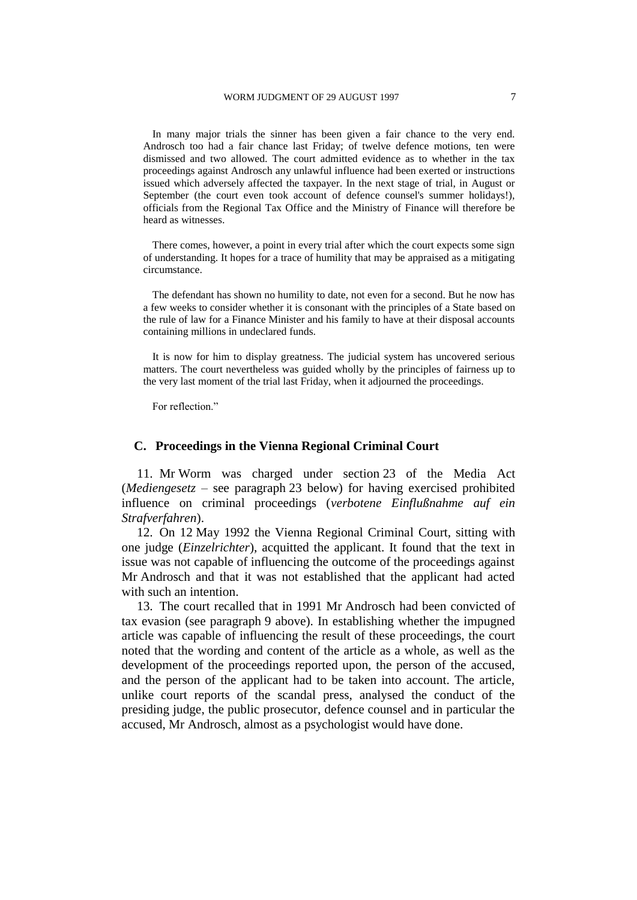In many major trials the sinner has been given a fair chance to the very end. Androsch too had a fair chance last Friday; of twelve defence motions, ten were dismissed and two allowed. The court admitted evidence as to whether in the tax proceedings against Androsch any unlawful influence had been exerted or instructions issued which adversely affected the taxpayer. In the next stage of trial, in August or September (the court even took account of defence counsel's summer holidays!), officials from the Regional Tax Office and the Ministry of Finance will therefore be heard as witnesses.

There comes, however, a point in every trial after which the court expects some sign of understanding. It hopes for a trace of humility that may be appraised as a mitigating circumstance.

The defendant has shown no humility to date, not even for a second. But he now has a few weeks to consider whether it is consonant with the principles of a State based on the rule of law for a Finance Minister and his family to have at their disposal accounts containing millions in undeclared funds.

It is now for him to display greatness. The judicial system has uncovered serious matters. The court nevertheless was guided wholly by the principles of fairness up to the very last moment of the trial last Friday, when it adjourned the proceedings.

For reflection."

## C. Proceedings in the Vienna Regional Criminal Court

11. Mr Worm was charged under section 23 of the Media Act (*Mediengesetz* – see paragraph 23 below) for having exercised prohibited influence on criminal proceedings (*verbotene Einflußnahme auf ein Strafverfahren*).

12. On 12 May 1992 the Vienna Regional Criminal Court, sitting with one judge (*Einzelrichter*), acquitted the applicant. It found that the text in issue was not capable of influencing the outcome of the proceedings against Mr Androsch and that it was not established that the applicant had acted with such an intention.

13. The court recalled that in 1991 Mr Androsch had been convicted of tax evasion (see paragraph 9 above). In establishing whether the impugned article was capable of influencing the result of these proceedings, the court noted that the wording and content of the article as a whole, as well as the development of the proceedings reported upon, the person of the accused, and the person of the applicant had to be taken into account. The article, unlike court reports of the scandal press, analysed the conduct of the presiding judge, the public prosecutor, defence counsel and in particular the accused, Mr Androsch, almost as a psychologist would have done.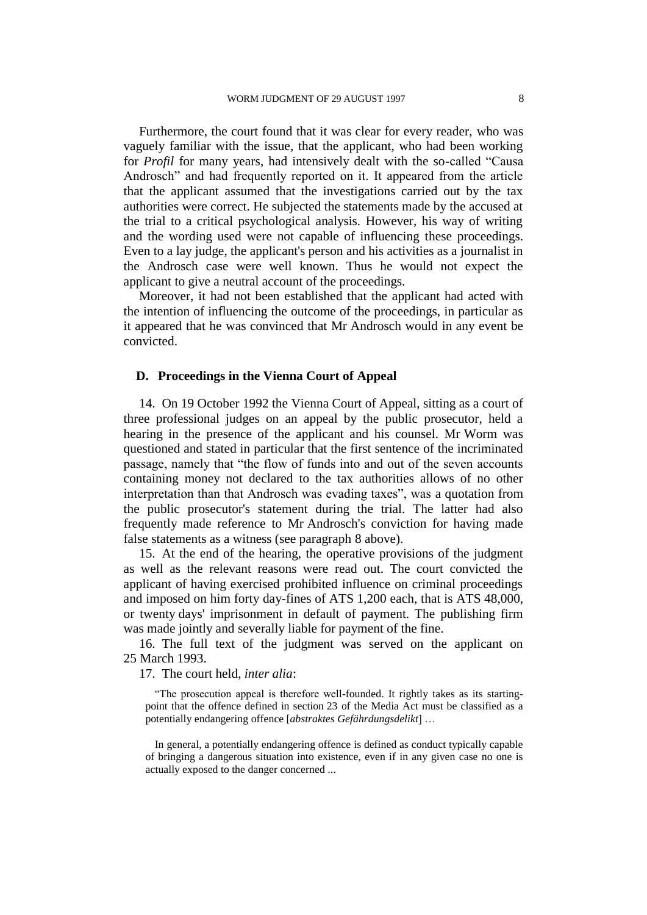Furthermore, the court found that it was clear for every reader, who was vaguely familiar with the issue, that the applicant, who had been working for *Profil* for many years, had intensively dealt with the so-called "Causa Androsch" and had frequently reported on it. It appeared from the article that the applicant assumed that the investigations carried out by the tax authorities were correct. He subjected the statements made by the accused at the trial to a critical psychological analysis. However, his way of writing and the wording used were not capable of influencing these proceedings. Even to a lay judge, the applicant's person and his activities as a journalist in the Androsch case were well known. Thus he would not expect the applicant to give a neutral account of the proceedings.

Moreover, it had not been established that the applicant had acted with the intention of influencing the outcome of the proceedings, in particular as it appeared that he was convinced that Mr Androsch would in any event be convicted.

### D. Proceedings in the Vienna Court of Appeal

14. On 19 October 1992 the Vienna Court of Appeal, sitting as a court of three professional judges on an appeal by the public prosecutor, held a hearing in the presence of the applicant and his counsel. Mr Worm was questioned and stated in particular that the first sentence of the incriminated passage, namely that "the flow of funds into and out of the seven accounts containing money not declared to the tax authorities allows of no other interpretation than that Androsch was evading taxes", was a quotation from the public prosecutor's statement during the trial. The latter had also frequently made reference to Mr Androsch's conviction for having made false statements as a witness (see paragraph 8 above).

15. At the end of the hearing, the operative provisions of the judgment as well as the relevant reasons were read out. The court convicted the applicant of having exercised prohibited influence on criminal proceedings and imposed on him forty day-fines of ATS 1,200 each, that is ATS 48,000, or twenty days' imprisonment in default of payment. The publishing firm was made jointly and severally liable for payment of the fine.

16. The full text of the judgment was served on the applicant on 25 March 1993.

17. The court held, *inter alia*:

> "The prosecution appeal is therefore well-founded. It rightly takes as its starting-point that the offence defined in section 23 of the Media Act must be classified as a potentially endangering offence [*abstraktes Gefährdungsdelikt*] …
>
> In general, a potentially endangering offence is defined as conduct typically capable of bringing a dangerous situation into existence, even if in any given case no one is actually exposed to the danger concerned ...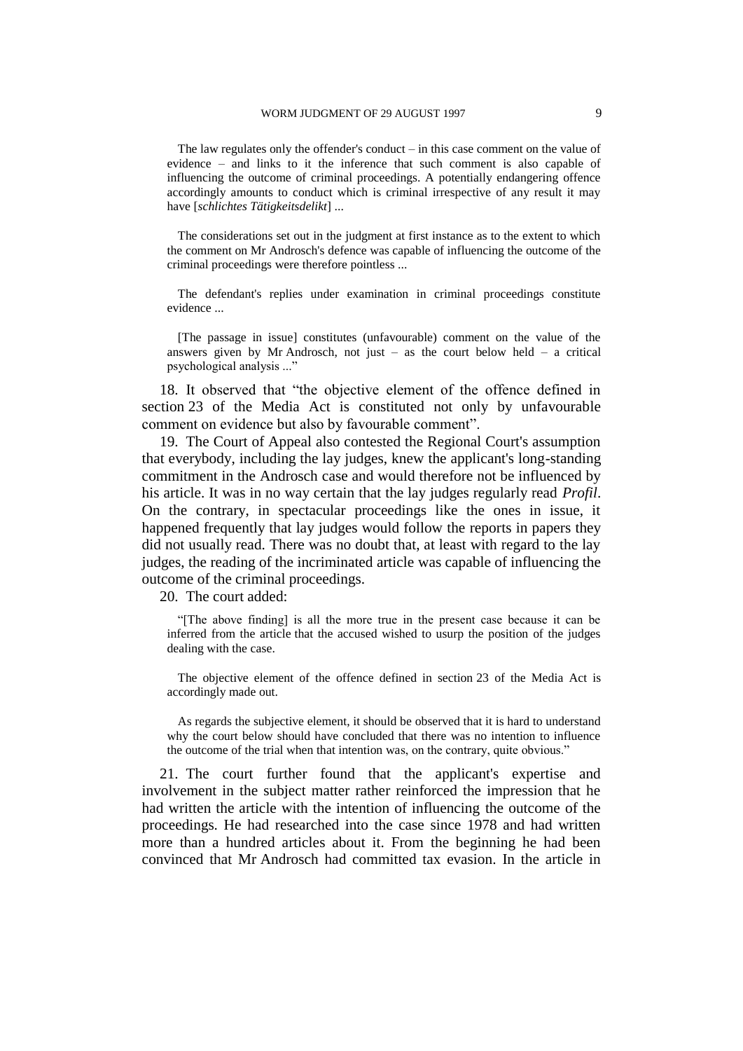The law regulates only the offender's conduct – in this case comment on the value of evidence – and links to it the inference that such comment is also capable of influencing the outcome of criminal proceedings. A potentially endangering offence accordingly amounts to conduct which is criminal irrespective of any result it may have [*schlichtes Tätigkeitsdelikt*] ...

> The considerations set out in the judgment at first instance as to the extent to which the comment on Mr Androsch's defence was capable of influencing the outcome of the criminal proceedings were therefore pointless ...
>
> The defendant's replies under examination in criminal proceedings constitute evidence ...
>
> [The passage in issue] constitutes (unfavourable) comment on the value of the answers given by Mr Androsch, not just – as the court below held – a critical psychological analysis ..."

18. It observed that "the objective element of the offence defined in section 23 of the Media Act is constituted not only by unfavourable comment on evidence but also by favourable comment".

19. The Court of Appeal also contested the Regional Court's assumption that everybody, including the lay judges, knew the applicant's long-standing commitment in the Androsch case and would therefore not be influenced by his article. It was in no way certain that the lay judges regularly read *Profil*. On the contrary, in spectacular proceedings like the ones in issue, it happened frequently that lay judges would follow the reports in papers they did not usually read. There was no doubt that, at least with regard to the lay judges, the reading of the incriminated article was capable of influencing the outcome of the criminal proceedings.

20. The court added:

> "[The above finding] is all the more true in the present case because it can be inferred from the article that the accused wished to usurp the position of the judges dealing with the case.
>
> The objective element of the offence defined in section 23 of the Media Act is accordingly made out.
>
> As regards the subjective element, it should be observed that it is hard to understand why the court below should have concluded that there was no intention to influence the outcome of the trial when that intention was, on the contrary, quite obvious."

21. The court further found that the applicant's expertise and involvement in the subject matter rather reinforced the impression that he had written the article with the intention of influencing the outcome of the proceedings. He had researched into the case since 1978 and had written more than a hundred articles about it. From the beginning he had been convinced that Mr Androsch had committed tax evasion. In the article in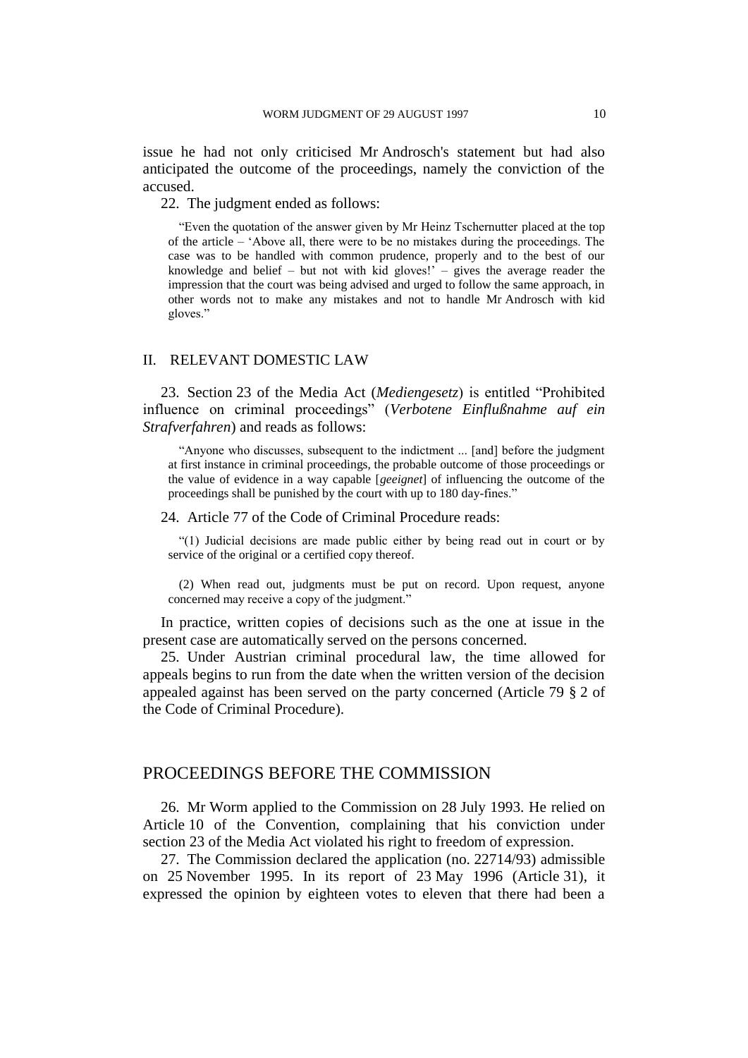issue he had not only criticised Mr Androsch's statement but had also anticipated the outcome of the proceedings, namely the conviction of the accused.

22. The judgment ended as follows:

> "Even the quotation of the answer given by Mr Heinz Tschernutter placed at the top of the article – 'Above all, there were to be no mistakes during the proceedings. The case was to be handled with common prudence, properly and to the best of our knowledge and belief – but not with kid gloves!' – gives the average reader the impression that the court was being advised and urged to follow the same approach, in other words not to make any mistakes and not to handle Mr Androsch with kid gloves."

## II. RELEVANT DOMESTIC LAW

23. Section 23 of the Media Act (*Mediengesetz*) is entitled "Prohibited influence on criminal proceedings" (*Verbotene Einflußnahme auf ein Strafverfahren*) and reads as follows:

> "Anyone who discusses, subsequent to the indictment ... [and] before the judgment at first instance in criminal proceedings, the probable outcome of those proceedings or the value of evidence in a way capable [*geeignet*] of influencing the outcome of the proceedings shall be punished by the court with up to 180 day-fines."

24. Article 77 of the Code of Criminal Procedure reads:

> "(1) Judicial decisions are made public either by being read out in court or by service of the original or a certified copy thereof.
>
> (2) When read out, judgments must be put on record. Upon request, anyone concerned may receive a copy of the judgment."

In practice, written copies of decisions such as the one at issue in the present case are automatically served on the persons concerned.

25. Under Austrian criminal procedural law, the time allowed for appeals begins to run from the date when the written version of the decision appealed against has been served on the party concerned (Article 79 § 2 of the Code of Criminal Procedure).

# PROCEEDINGS BEFORE THE COMMISSION

26. Mr Worm applied to the Commission on 28 July 1993. He relied on Article 10 of the Convention, complaining that his conviction under section 23 of the Media Act violated his right to freedom of expression.

27. The Commission declared the application (no. 22714/93) admissible on 25 November 1995. In its report of 23 May 1996 (Article 31), it expressed the opinion by eighteen votes to eleven that there had been a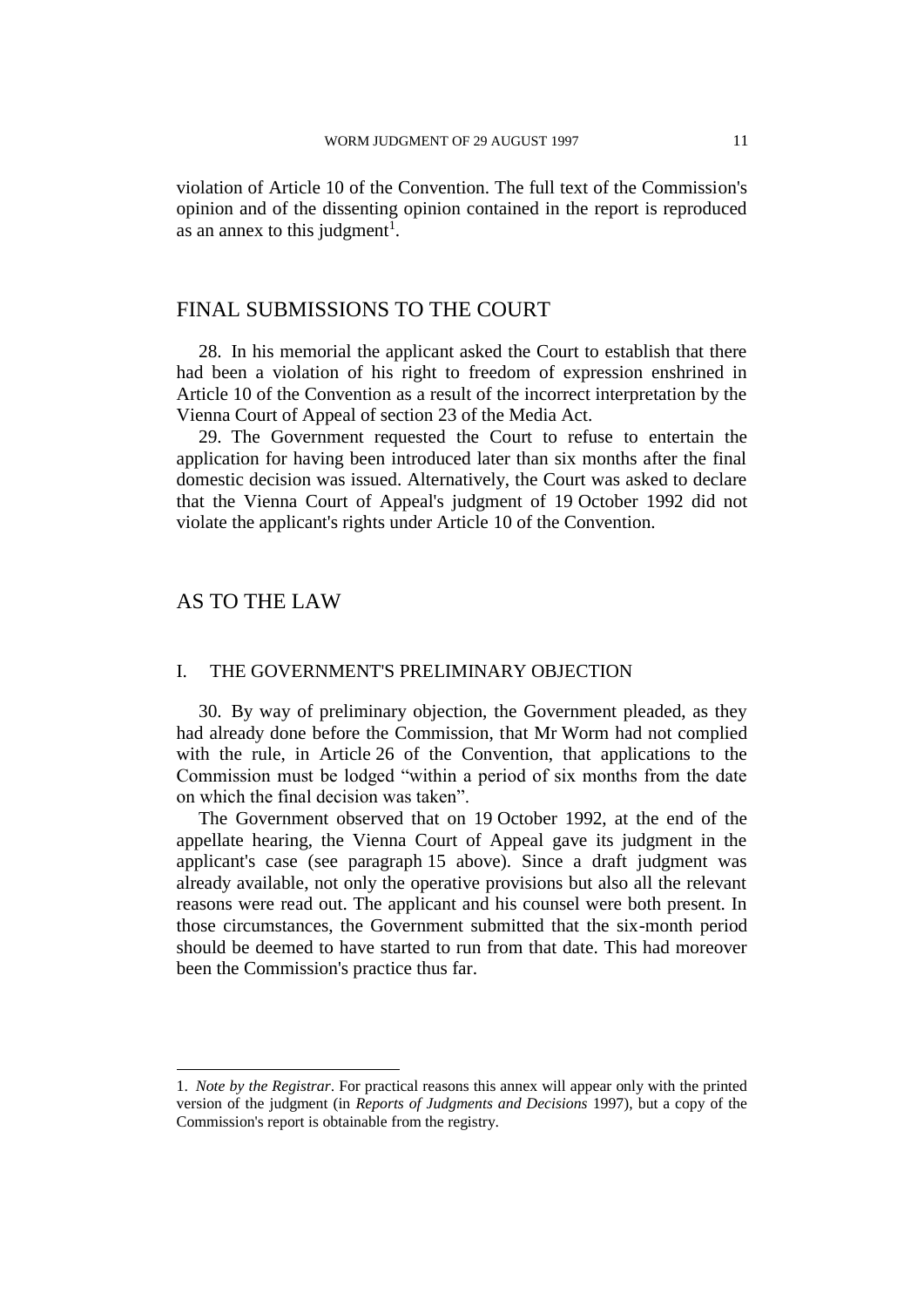violation of Article 10 of the Convention. The full text of the Commission's opinion and of the dissenting opinion contained in the report is reproduced as an annex to this judgment[1].

## FINAL SUBMISSIONS TO THE COURT

28. In his memorial the applicant asked the Court to establish that there had been a violation of his right to freedom of expression enshrined in Article 10 of the Convention as a result of the incorrect interpretation by the Vienna Court of Appeal of section 23 of the Media Act.

29. The Government requested the Court to refuse to entertain the application for having been introduced later than six months after the final domestic decision was issued. Alternatively, the Court was asked to declare that the Vienna Court of Appeal's judgment of 19 October 1992 did not violate the applicant's rights under Article 10 of the Convention.

## AS TO THE LAW

### I. THE GOVERNMENT'S PRELIMINARY OBJECTION

30. By way of preliminary objection, the Government pleaded, as they had already done before the Commission, that Mr Worm had not complied with the rule, in Article 26 of the Convention, that applications to the Commission must be lodged "within a period of six months from the date on which the final decision was taken".

The Government observed that on 19 October 1992, at the end of the appellate hearing, the Vienna Court of Appeal gave its judgment in the applicant's case (see paragraph 15 above). Since a draft judgment was already available, not only the operative provisions but also all the relevant reasons were read out. The applicant and his counsel were both present. In those circumstances, the Government submitted that the six-month period should be deemed to have started to run from that date. This had moreover been the Commission's practice thus far.

---

1. *Note by the Registrar*. For practical reasons this annex will appear only with the printed version of the judgment (in *Reports of Judgments and Decisions* 1997), but a copy of the Commission's report is obtainable from the registry.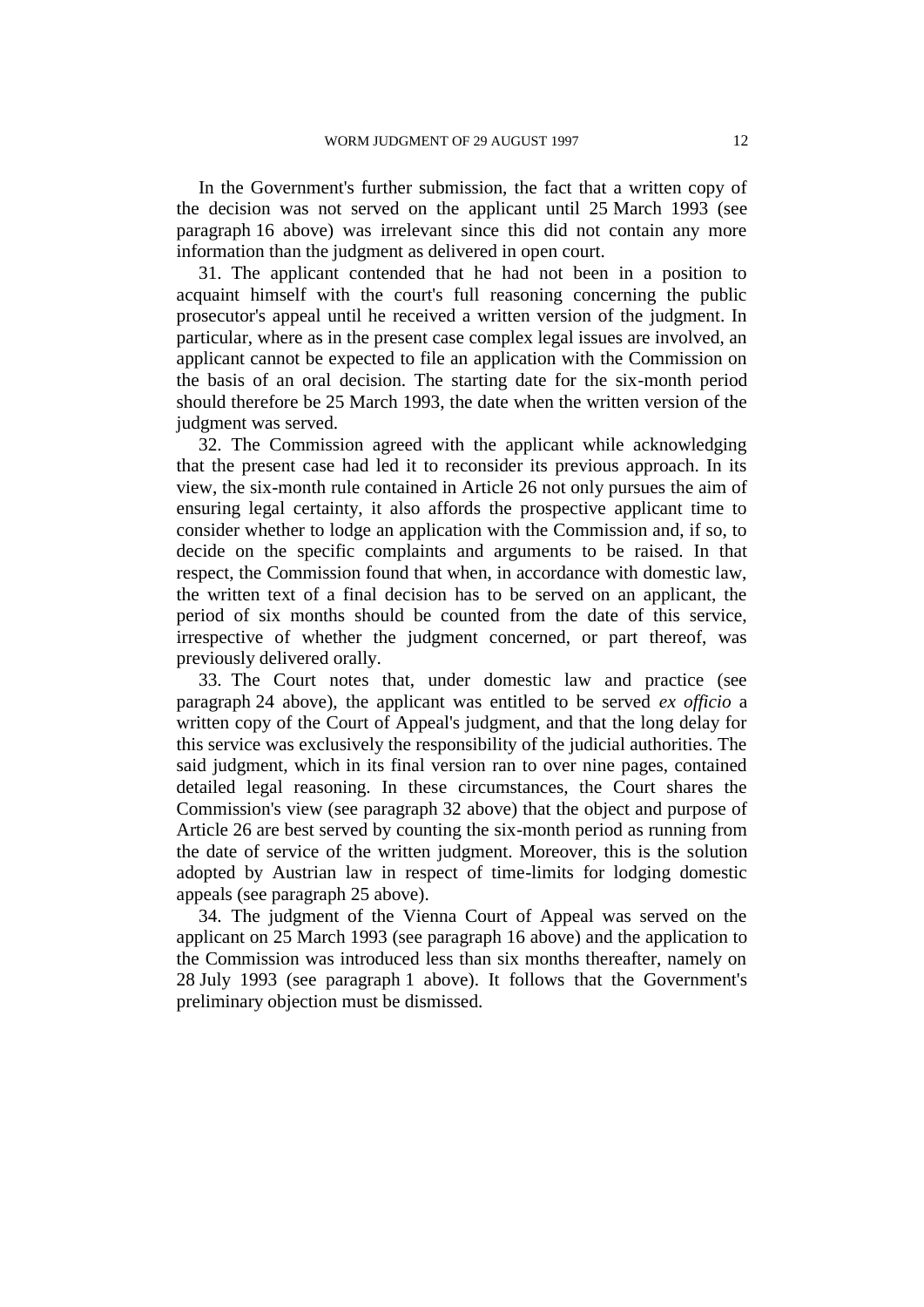In the Government's further submission, the fact that a written copy of the decision was not served on the applicant until 25 March 1993 (see paragraph 16 above) was irrelevant since this did not contain any more information than the judgment as delivered in open court.

31. The applicant contended that he had not been in a position to acquaint himself with the court's full reasoning concerning the public prosecutor's appeal until he received a written version of the judgment. In particular, where as in the present case complex legal issues are involved, an applicant cannot be expected to file an application with the Commission on the basis of an oral decision. The starting date for the six-month period should therefore be 25 March 1993, the date when the written version of the judgment was served.

32. The Commission agreed with the applicant while acknowledging that the present case had led it to reconsider its previous approach. In its view, the six-month rule contained in Article 26 not only pursues the aim of ensuring legal certainty, it also affords the prospective applicant time to consider whether to lodge an application with the Commission and, if so, to decide on the specific complaints and arguments to be raised. In that respect, the Commission found that when, in accordance with domestic law, the written text of a final decision has to be served on an applicant, the period of six months should be counted from the date of this service, irrespective of whether the judgment concerned, or part thereof, was previously delivered orally.

33. The Court notes that, under domestic law and practice (see paragraph 24 above), the applicant was entitled to be served *ex officio* a written copy of the Court of Appeal's judgment, and that the long delay for this service was exclusively the responsibility of the judicial authorities. The said judgment, which in its final version ran to over nine pages, contained detailed legal reasoning. In these circumstances, the Court shares the Commission's view (see paragraph 32 above) that the object and purpose of Article 26 are best served by counting the six-month period as running from the date of service of the written judgment. Moreover, this is the solution adopted by Austrian law in respect of time-limits for lodging domestic appeals (see paragraph 25 above).

34. The judgment of the Vienna Court of Appeal was served on the applicant on 25 March 1993 (see paragraph 16 above) and the application to the Commission was introduced less than six months thereafter, namely on 28 July 1993 (see paragraph 1 above). It follows that the Government's preliminary objection must be dismissed.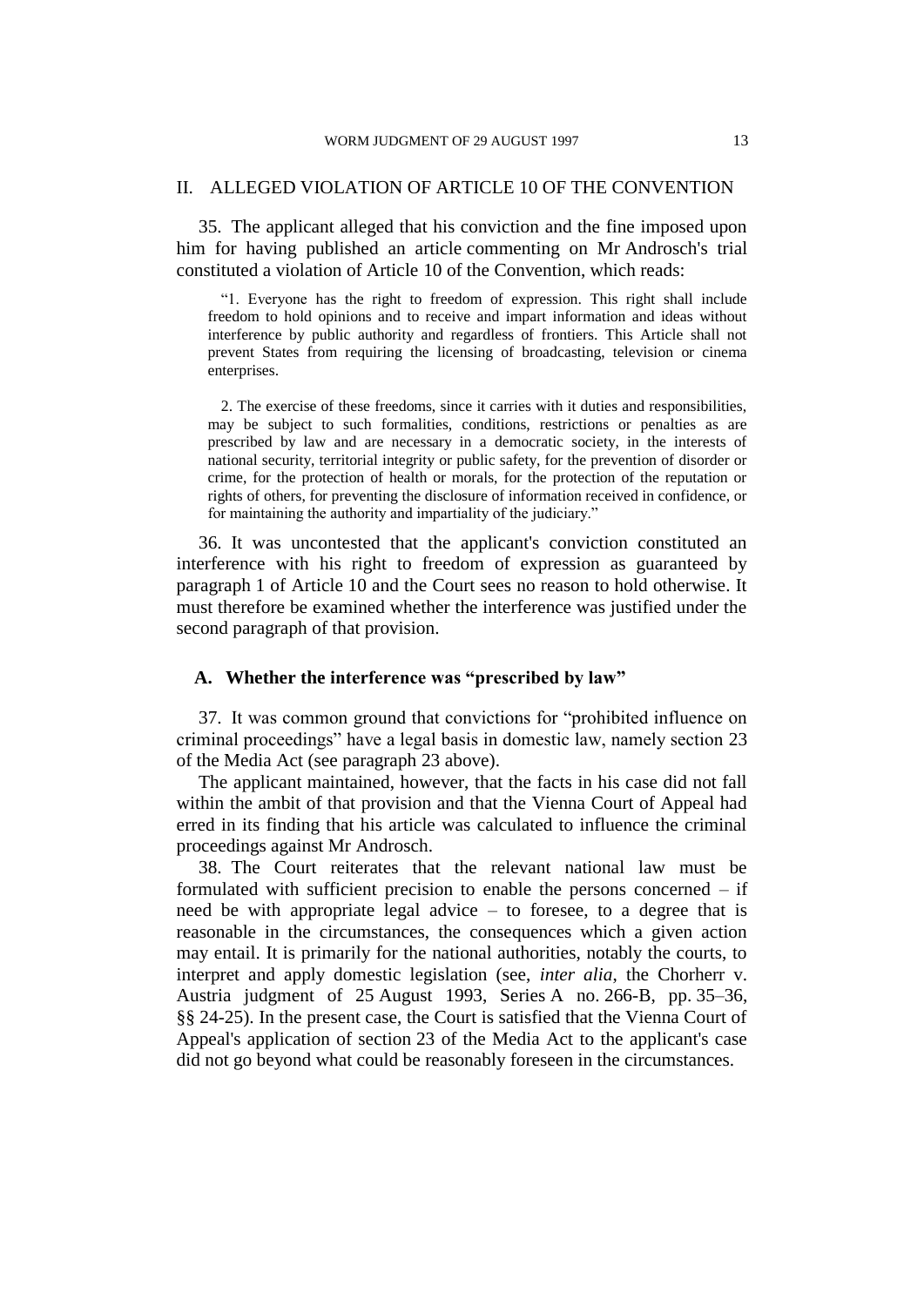## II. ALLEGED VIOLATION OF ARTICLE 10 OF THE CONVENTION

35. The applicant alleged that his conviction and the fine imposed upon him for having published an article commenting on Mr Androsch's trial constituted a violation of Article 10 of the Convention, which reads:

> "1. Everyone has the right to freedom of expression. This right shall include freedom to hold opinions and to receive and impart information and ideas without interference by public authority and regardless of frontiers. This Article shall not prevent States from requiring the licensing of broadcasting, television or cinema enterprises.
>
> 2. The exercise of these freedoms, since it carries with it duties and responsibilities, may be subject to such formalities, conditions, restrictions or penalties as are prescribed by law and are necessary in a democratic society, in the interests of national security, territorial integrity or public safety, for the prevention of disorder or crime, for the protection of health or morals, for the protection of the reputation or rights of others, for preventing the disclosure of information received in confidence, or for maintaining the authority and impartiality of the judiciary."

36. It was uncontested that the applicant's conviction constituted an interference with his right to freedom of expression as guaranteed by paragraph 1 of Article 10 and the Court sees no reason to hold otherwise. It must therefore be examined whether the interference was justified under the second paragraph of that provision.

### A. Whether the interference was "prescribed by law"

37. It was common ground that convictions for "prohibited influence on criminal proceedings" have a legal basis in domestic law, namely section 23 of the Media Act (see paragraph 23 above).

The applicant maintained, however, that the facts in his case did not fall within the ambit of that provision and that the Vienna Court of Appeal had erred in its finding that his article was calculated to influence the criminal proceedings against Mr Androsch.

38. The Court reiterates that the relevant national law must be formulated with sufficient precision to enable the persons concerned – if need be with appropriate legal advice – to foresee, to a degree that is reasonable in the circumstances, the consequences which a given action may entail. It is primarily for the national authorities, notably the courts, to interpret and apply domestic legislation (see, *inter alia*, the Chorherr v. Austria judgment of 25 August 1993, Series A no. 266-B, pp. 35–36, §§ 24-25). In the present case, the Court is satisfied that the Vienna Court of Appeal's application of section 23 of the Media Act to the applicant's case did not go beyond what could be reasonably foreseen in the circumstances.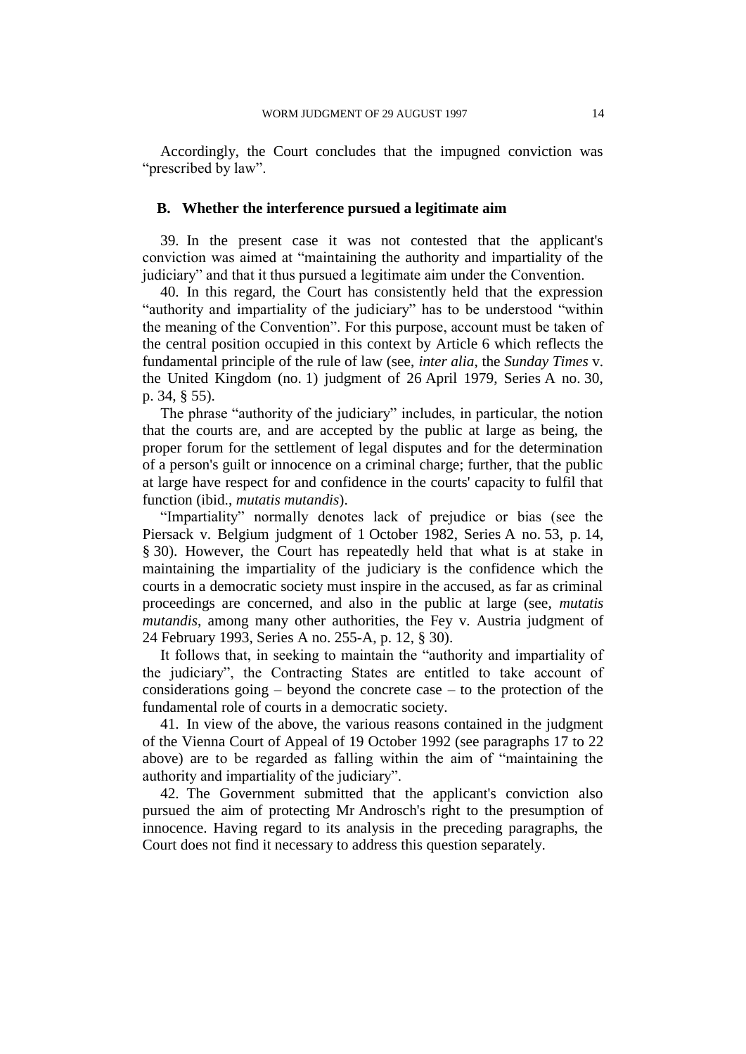Accordingly, the Court concludes that the impugned conviction was "prescribed by law".

### B. Whether the interference pursued a legitimate aim

39. In the present case it was not contested that the applicant's conviction was aimed at "maintaining the authority and impartiality of the judiciary" and that it thus pursued a legitimate aim under the Convention.

40. In this regard, the Court has consistently held that the expression "authority and impartiality of the judiciary" has to be understood "within the meaning of the Convention". For this purpose, account must be taken of the central position occupied in this context by Article 6 which reflects the fundamental principle of the rule of law (see, *inter alia*, the *Sunday Times* v. the United Kingdom (no. 1) judgment of 26 April 1979, Series A no. 30, p. 34, § 55).

The phrase "authority of the judiciary" includes, in particular, the notion that the courts are, and are accepted by the public at large as being, the proper forum for the settlement of legal disputes and for the determination of a person's guilt or innocence on a criminal charge; further, that the public at large have respect for and confidence in the courts' capacity to fulfil that function (ibid., *mutatis mutandis*).

"Impartiality" normally denotes lack of prejudice or bias (see the Piersack v. Belgium judgment of 1 October 1982, Series A no. 53, p. 14, § 30). However, the Court has repeatedly held that what is at stake in maintaining the impartiality of the judiciary is the confidence which the courts in a democratic society must inspire in the accused, as far as criminal proceedings are concerned, and also in the public at large (see, *mutatis mutandis*, among many other authorities, the Fey v. Austria judgment of 24 February 1993, Series A no. 255-A, p. 12, § 30).

It follows that, in seeking to maintain the "authority and impartiality of the judiciary", the Contracting States are entitled to take account of considerations going – beyond the concrete case – to the protection of the fundamental role of courts in a democratic society.

41. In view of the above, the various reasons contained in the judgment of the Vienna Court of Appeal of 19 October 1992 (see paragraphs 17 to 22 above) are to be regarded as falling within the aim of "maintaining the authority and impartiality of the judiciary".

42. The Government submitted that the applicant's conviction also pursued the aim of protecting Mr Androsch's right to the presumption of innocence. Having regard to its analysis in the preceding paragraphs, the Court does not find it necessary to address this question separately.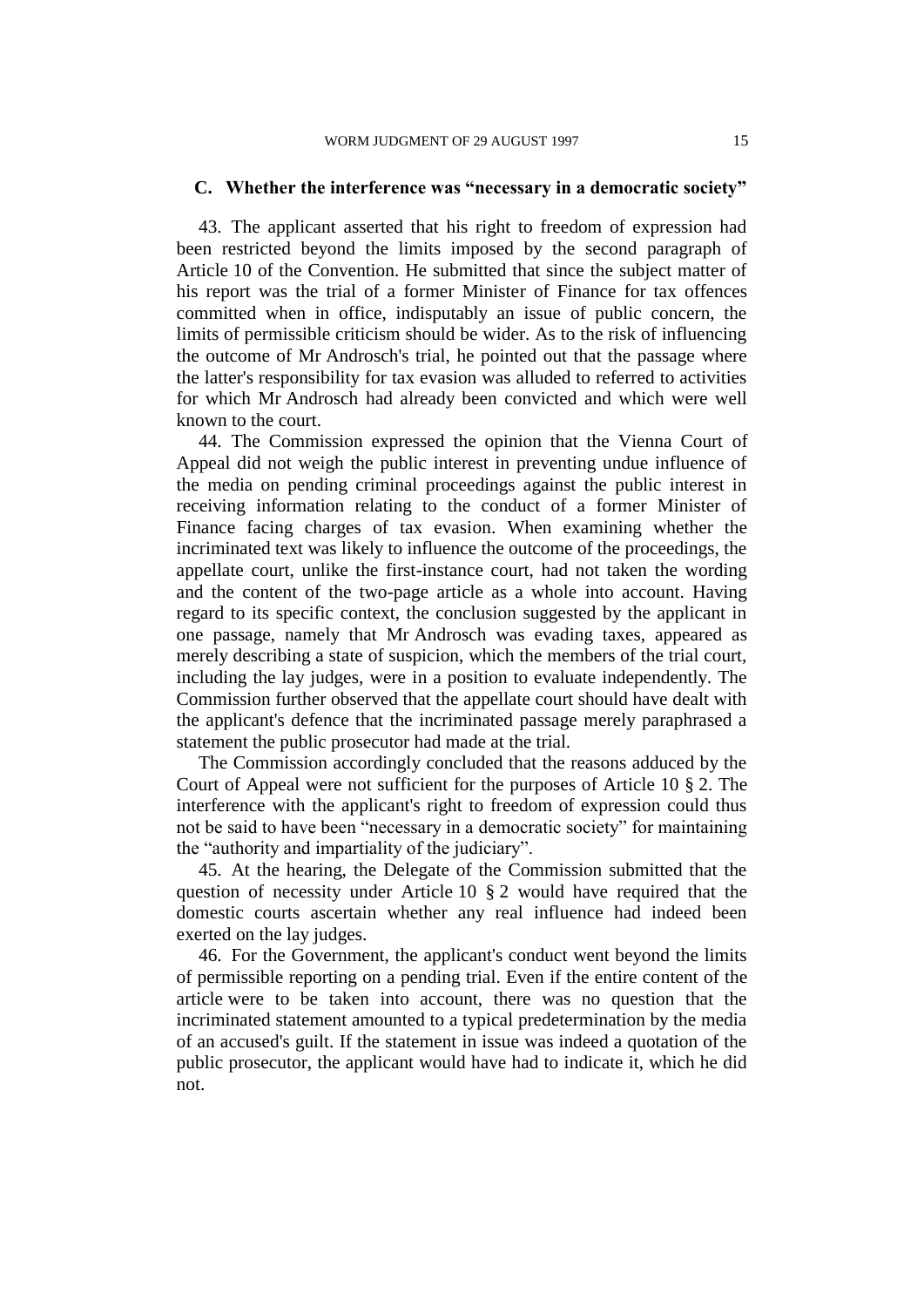### C. Whether the interference was "necessary in a democratic society"

43. The applicant asserted that his right to freedom of expression had been restricted beyond the limits imposed by the second paragraph of Article 10 of the Convention. He submitted that since the subject matter of his report was the trial of a former Minister of Finance for tax offences committed when in office, indisputably an issue of public concern, the limits of permissible criticism should be wider. As to the risk of influencing the outcome of Mr Androsch's trial, he pointed out that the passage where the latter's responsibility for tax evasion was alluded to referred to activities for which Mr Androsch had already been convicted and which were well known to the court.

44. The Commission expressed the opinion that the Vienna Court of Appeal did not weigh the public interest in preventing undue influence of the media on pending criminal proceedings against the public interest in receiving information relating to the conduct of a former Minister of Finance facing charges of tax evasion. When examining whether the incriminated text was likely to influence the outcome of the proceedings, the appellate court, unlike the first-instance court, had not taken the wording and the content of the two-page article as a whole into account. Having regard to its specific context, the conclusion suggested by the applicant in one passage, namely that Mr Androsch was evading taxes, appeared as merely describing a state of suspicion, which the members of the trial court, including the lay judges, were in a position to evaluate independently. The Commission further observed that the appellate court should have dealt with the applicant's defence that the incriminated passage merely paraphrased a statement the public prosecutor had made at the trial.

The Commission accordingly concluded that the reasons adduced by the Court of Appeal were not sufficient for the purposes of Article 10 § 2. The interference with the applicant's right to freedom of expression could thus not be said to have been "necessary in a democratic society" for maintaining the "authority and impartiality of the judiciary".

45. At the hearing, the Delegate of the Commission submitted that the question of necessity under Article 10 § 2 would have required that the domestic courts ascertain whether any real influence had indeed been exerted on the lay judges.

46. For the Government, the applicant's conduct went beyond the limits of permissible reporting on a pending trial. Even if the entire content of the article were to be taken into account, there was no question that the incriminated statement amounted to a typical predetermination by the media of an accused's guilt. If the statement in issue was indeed a quotation of the public prosecutor, the applicant would have had to indicate it, which he did not.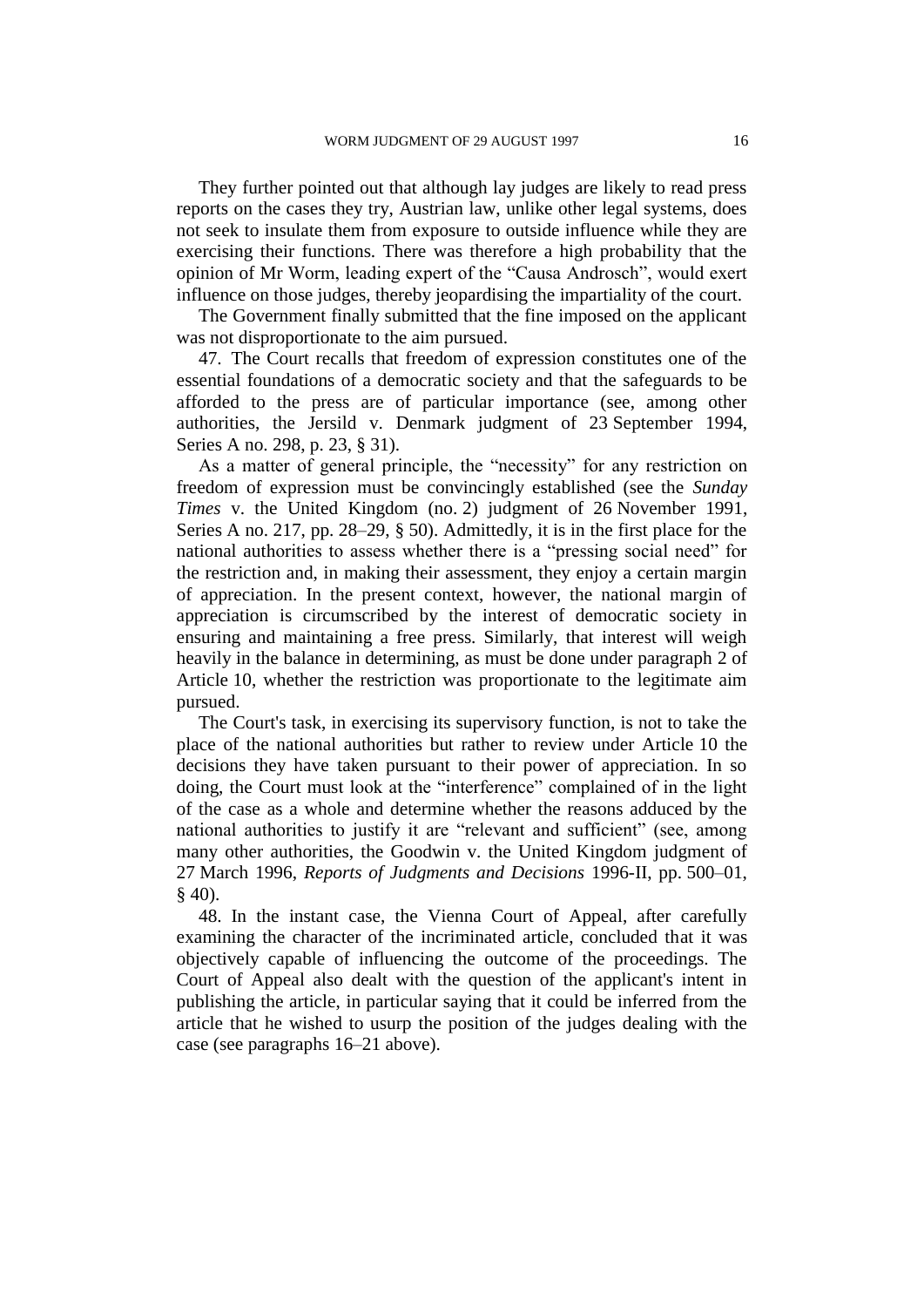They further pointed out that although lay judges are likely to read press reports on the cases they try, Austrian law, unlike other legal systems, does not seek to insulate them from exposure to outside influence while they are exercising their functions. There was therefore a high probability that the opinion of Mr Worm, leading expert of the "Causa Androsch", would exert influence on those judges, thereby jeopardising the impartiality of the court.

The Government finally submitted that the fine imposed on the applicant was not disproportionate to the aim pursued.

47. The Court recalls that freedom of expression constitutes one of the essential foundations of a democratic society and that the safeguards to be afforded to the press are of particular importance (see, among other authorities, the Jersild v. Denmark judgment of 23 September 1994, Series A no. 298, p. 23, § 31).

As a matter of general principle, the "necessity" for any restriction on freedom of expression must be convincingly established (see the *Sunday Times* v. the United Kingdom (no. 2) judgment of 26 November 1991, Series A no. 217, pp. 28–29, § 50). Admittedly, it is in the first place for the national authorities to assess whether there is a "pressing social need" for the restriction and, in making their assessment, they enjoy a certain margin of appreciation. In the present context, however, the national margin of appreciation is circumscribed by the interest of democratic society in ensuring and maintaining a free press. Similarly, that interest will weigh heavily in the balance in determining, as must be done under paragraph 2 of Article 10, whether the restriction was proportionate to the legitimate aim pursued.

The Court's task, in exercising its supervisory function, is not to take the place of the national authorities but rather to review under Article 10 the decisions they have taken pursuant to their power of appreciation. In so doing, the Court must look at the "interference" complained of in the light of the case as a whole and determine whether the reasons adduced by the national authorities to justify it are "relevant and sufficient" (see, among many other authorities, the Goodwin v. the United Kingdom judgment of 27 March 1996, *Reports of Judgments and Decisions* 1996-II, pp. 500–01, § 40).

48. In the instant case, the Vienna Court of Appeal, after carefully examining the character of the incriminated article, concluded that it was objectively capable of influencing the outcome of the proceedings. The Court of Appeal also dealt with the question of the applicant's intent in publishing the article, in particular saying that it could be inferred from the article that he wished to usurp the position of the judges dealing with the case (see paragraphs 16–21 above).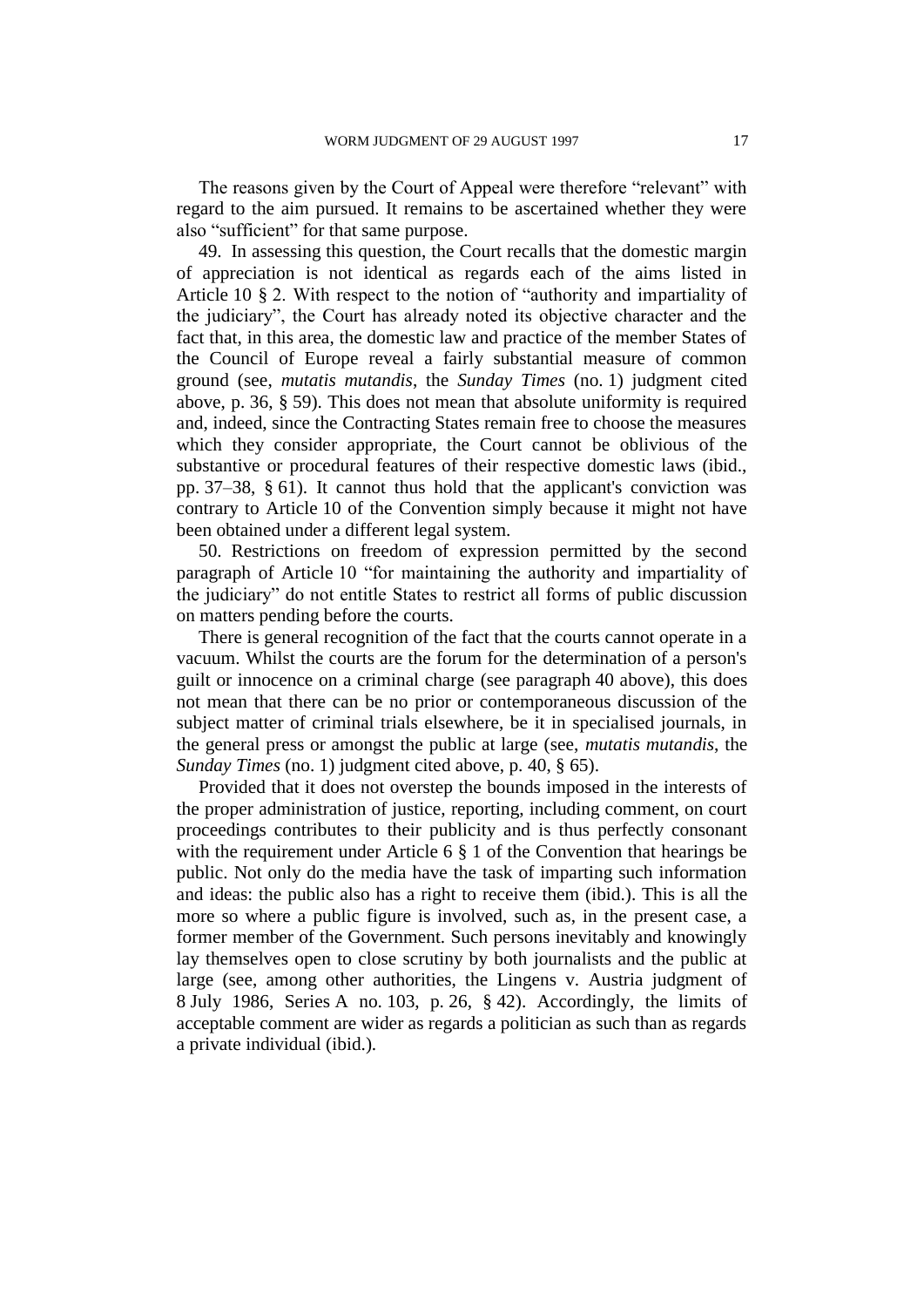The reasons given by the Court of Appeal were therefore “relevant” with regard to the aim pursued. It remains to be ascertained whether they were also “sufficient” for that same purpose.

49. In assessing this question, the Court recalls that the domestic margin of appreciation is not identical as regards each of the aims listed in Article 10 § 2. With respect to the notion of “authority and impartiality of the judiciary”, the Court has already noted its objective character and the fact that, in this area, the domestic law and practice of the member States of the Council of Europe reveal a fairly substantial measure of common ground (see, *mutatis mutandis*, the *Sunday Times* (no. 1) judgment cited above, p. 36, § 59). This does not mean that absolute uniformity is required and, indeed, since the Contracting States remain free to choose the measures which they consider appropriate, the Court cannot be oblivious of the substantive or procedural features of their respective domestic laws (ibid., pp. 37–38, § 61). It cannot thus hold that the applicant's conviction was contrary to Article 10 of the Convention simply because it might not have been obtained under a different legal system.

50. Restrictions on freedom of expression permitted by the second paragraph of Article 10 “for maintaining the authority and impartiality of the judiciary” do not entitle States to restrict all forms of public discussion on matters pending before the courts.

There is general recognition of the fact that the courts cannot operate in a vacuum. Whilst the courts are the forum for the determination of a person's guilt or innocence on a criminal charge (see paragraph 40 above), this does not mean that there can be no prior or contemporaneous discussion of the subject matter of criminal trials elsewhere, be it in specialised journals, in the general press or amongst the public at large (see, *mutatis mutandis*, the *Sunday Times* (no. 1) judgment cited above, p. 40, § 65).

Provided that it does not overstep the bounds imposed in the interests of the proper administration of justice, reporting, including comment, on court proceedings contributes to their publicity and is thus perfectly consonant with the requirement under Article 6 § 1 of the Convention that hearings be public. Not only do the media have the task of imparting such information and ideas: the public also has a right to receive them (ibid.). This is all the more so where a public figure is involved, such as, in the present case, a former member of the Government. Such persons inevitably and knowingly lay themselves open to close scrutiny by both journalists and the public at large (see, among other authorities, the Lingens v. Austria judgment of 8 July 1986, Series A no. 103, p. 26, § 42). Accordingly, the limits of acceptable comment are wider as regards a politician as such than as regards a private individual (ibid.).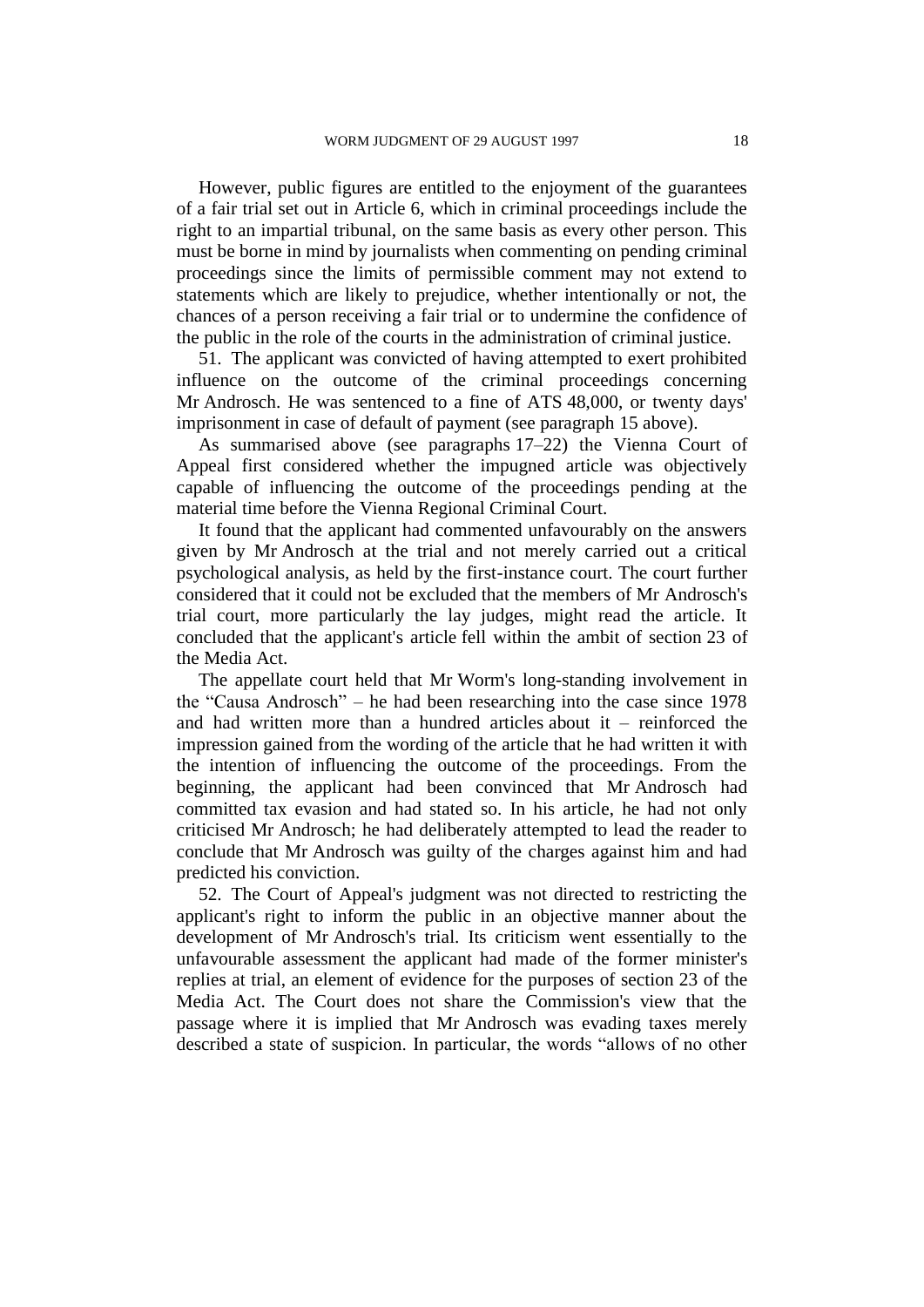However, public figures are entitled to the enjoyment of the guarantees of a fair trial set out in Article 6, which in criminal proceedings include the right to an impartial tribunal, on the same basis as every other person. This must be borne in mind by journalists when commenting on pending criminal proceedings since the limits of permissible comment may not extend to statements which are likely to prejudice, whether intentionally or not, the chances of a person receiving a fair trial or to undermine the confidence of the public in the role of the courts in the administration of criminal justice.

51. The applicant was convicted of having attempted to exert prohibited influence on the outcome of the criminal proceedings concerning Mr Androsch. He was sentenced to a fine of ATS 48,000, or twenty days' imprisonment in case of default of payment (see paragraph 15 above).

As summarised above (see paragraphs 17–22) the Vienna Court of Appeal first considered whether the impugned article was objectively capable of influencing the outcome of the proceedings pending at the material time before the Vienna Regional Criminal Court.

It found that the applicant had commented unfavourably on the answers given by Mr Androsch at the trial and not merely carried out a critical psychological analysis, as held by the first-instance court. The court further considered that it could not be excluded that the members of Mr Androsch's trial court, more particularly the lay judges, might read the article. It concluded that the applicant's article fell within the ambit of section 23 of the Media Act.

The appellate court held that Mr Worm's long-standing involvement in the "Causa Androsch" – he had been researching into the case since 1978 and had written more than a hundred articles about it – reinforced the impression gained from the wording of the article that he had written it with the intention of influencing the outcome of the proceedings. From the beginning, the applicant had been convinced that Mr Androsch had committed tax evasion and had stated so. In his article, he had not only criticised Mr Androsch; he had deliberately attempted to lead the reader to conclude that Mr Androsch was guilty of the charges against him and had predicted his conviction.

52. The Court of Appeal's judgment was not directed to restricting the applicant's right to inform the public in an objective manner about the development of Mr Androsch's trial. Its criticism went essentially to the unfavourable assessment the applicant had made of the former minister's replies at trial, an element of evidence for the purposes of section 23 of the Media Act. The Court does not share the Commission's view that the passage where it is implied that Mr Androsch was evading taxes merely described a state of suspicion. In particular, the words "allows of no other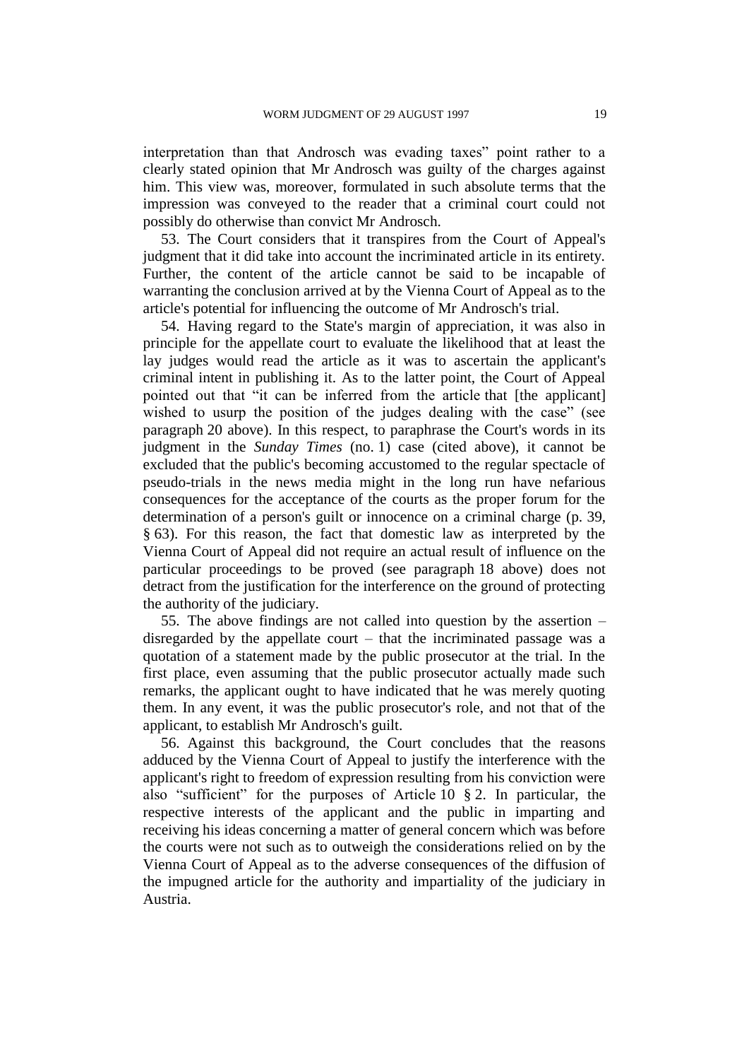interpretation than that Androsch was evading taxes" point rather to a clearly stated opinion that Mr Androsch was guilty of the charges against him. This view was, moreover, formulated in such absolute terms that the impression was conveyed to the reader that a criminal court could not possibly do otherwise than convict Mr Androsch.

53. The Court considers that it transpires from the Court of Appeal's judgment that it did take into account the incriminated article in its entirety. Further, the content of the article cannot be said to be incapable of warranting the conclusion arrived at by the Vienna Court of Appeal as to the article's potential for influencing the outcome of Mr Androsch's trial.

54. Having regard to the State's margin of appreciation, it was also in principle for the appellate court to evaluate the likelihood that at least the lay judges would read the article as it was to ascertain the applicant's criminal intent in publishing it. As to the latter point, the Court of Appeal pointed out that "it can be inferred from the article that [the applicant] wished to usurp the position of the judges dealing with the case" (see paragraph 20 above). In this respect, to paraphrase the Court's words in its judgment in the *Sunday Times* (no. 1) case (cited above), it cannot be excluded that the public's becoming accustomed to the regular spectacle of pseudo-trials in the news media might in the long run have nefarious consequences for the acceptance of the courts as the proper forum for the determination of a person's guilt or innocence on a criminal charge (p. 39, § 63). For this reason, the fact that domestic law as interpreted by the Vienna Court of Appeal did not require an actual result of influence on the particular proceedings to be proved (see paragraph 18 above) does not detract from the justification for the interference on the ground of protecting the authority of the judiciary.

55. The above findings are not called into question by the assertion – disregarded by the appellate court – that the incriminated passage was a quotation of a statement made by the public prosecutor at the trial. In the first place, even assuming that the public prosecutor actually made such remarks, the applicant ought to have indicated that he was merely quoting them. In any event, it was the public prosecutor's role, and not that of the applicant, to establish Mr Androsch's guilt.

56. Against this background, the Court concludes that the reasons adduced by the Vienna Court of Appeal to justify the interference with the applicant's right to freedom of expression resulting from his conviction were also "sufficient" for the purposes of Article 10 § 2. In particular, the respective interests of the applicant and the public in imparting and receiving his ideas concerning a matter of general concern which was before the courts were not such as to outweigh the considerations relied on by the Vienna Court of Appeal as to the adverse consequences of the diffusion of the impugned article for the authority and impartiality of the judiciary in Austria.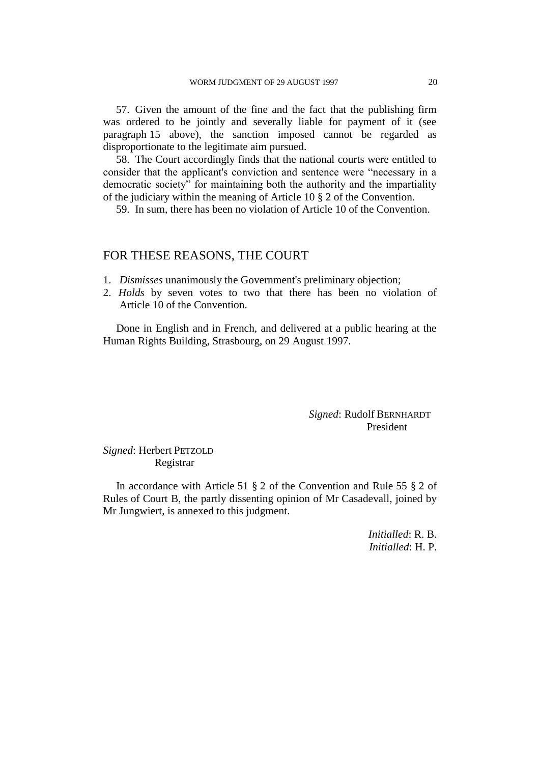57. Given the amount of the fine and the fact that the publishing firm was ordered to be jointly and severally liable for payment of it (see paragraph 15 above), the sanction imposed cannot be regarded as disproportionate to the legitimate aim pursued.

58. The Court accordingly finds that the national courts were entitled to consider that the applicant's conviction and sentence were "necessary in a democratic society" for maintaining both the authority and the impartiality of the judiciary within the meaning of Article 10 § 2 of the Convention.

59. In sum, there has been no violation of Article 10 of the Convention.

## FOR THESE REASONS, THE COURT

1. *Dismisses* unanimously the Government's preliminary objection;
2. *Holds* by seven votes to two that there has been no violation of Article 10 of the Convention.

Done in English and in French, and delivered at a public hearing at the Human Rights Building, Strasbourg, on 29 August 1997.

*Signed*: Rudolf BERNHARDT
President

*Signed*: Herbert PETZOLD
Registrar

In accordance with Article 51 § 2 of the Convention and Rule 55 § 2 of Rules of Court B, the partly dissenting opinion of Mr Casadevall, joined by Mr Jungwiert, is annexed to this judgment.

*Initialled*: R. B.
*Initialled*: H. P.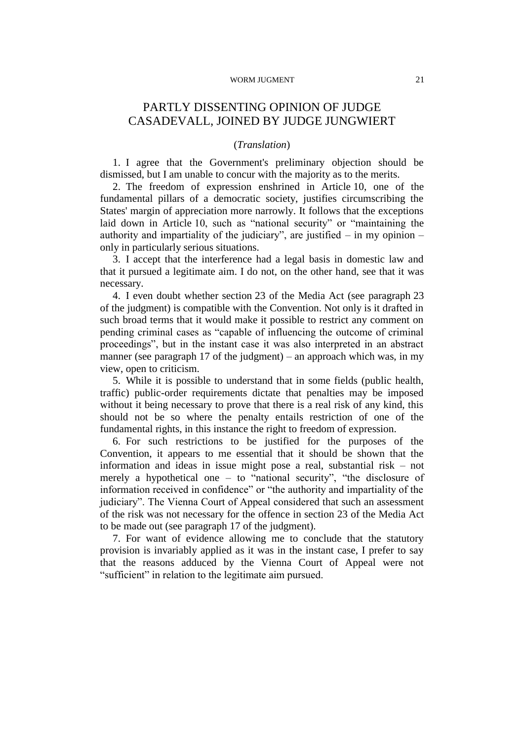# PARTLY DISSENTING OPINION OF JUDGE CASADEVALL, JOINED BY JUDGE JUNGWIERT

(*Translation*)

1. I agree that the Government's preliminary objection should be dismissed, but I am unable to concur with the majority as to the merits.

2. The freedom of expression enshrined in Article 10, one of the fundamental pillars of a democratic society, justifies circumscribing the States' margin of appreciation more narrowly. It follows that the exceptions laid down in Article 10, such as "national security" or "maintaining the authority and impartiality of the judiciary", are justified – in my opinion – only in particularly serious situations.

3. I accept that the interference had a legal basis in domestic law and that it pursued a legitimate aim. I do not, on the other hand, see that it was necessary.

4. I even doubt whether section 23 of the Media Act (see paragraph 23 of the judgment) is compatible with the Convention. Not only is it drafted in such broad terms that it would make it possible to restrict any comment on pending criminal cases as "capable of influencing the outcome of criminal proceedings", but in the instant case it was also interpreted in an abstract manner (see paragraph 17 of the judgment) – an approach which was, in my view, open to criticism.

5. While it is possible to understand that in some fields (public health, traffic) public-order requirements dictate that penalties may be imposed without it being necessary to prove that there is a real risk of any kind, this should not be so where the penalty entails restriction of one of the fundamental rights, in this instance the right to freedom of expression.

6. For such restrictions to be justified for the purposes of the Convention, it appears to me essential that it should be shown that the information and ideas in issue might pose a real, substantial risk – not merely a hypothetical one – to "national security", "the disclosure of information received in confidence" or "the authority and impartiality of the judiciary". The Vienna Court of Appeal considered that such an assessment of the risk was not necessary for the offence in section 23 of the Media Act to be made out (see paragraph 17 of the judgment).

7. For want of evidence allowing me to conclude that the statutory provision is invariably applied as it was in the instant case, I prefer to say that the reasons adduced by the Vienna Court of Appeal were not "sufficient" in relation to the legitimate aim pursued.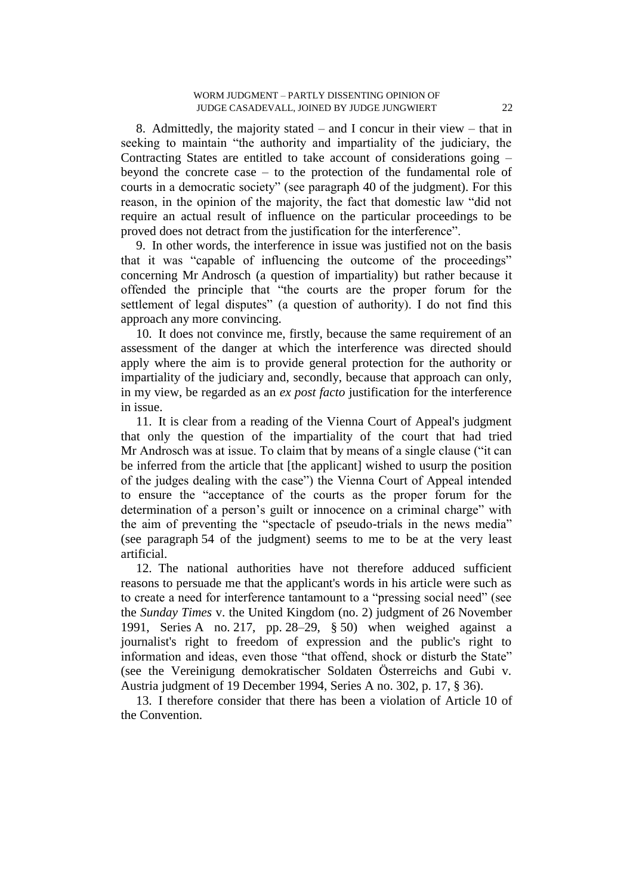8. Admittedly, the majority stated – and I concur in their view – that in seeking to maintain "the authority and impartiality of the judiciary, the Contracting States are entitled to take account of considerations going – beyond the concrete case – to the protection of the fundamental role of courts in a democratic society" (see paragraph 40 of the judgment). For this reason, in the opinion of the majority, the fact that domestic law "did not require an actual result of influence on the particular proceedings to be proved does not detract from the justification for the interference".

9. In other words, the interference in issue was justified not on the basis that it was "capable of influencing the outcome of the proceedings" concerning Mr Androsch (a question of impartiality) but rather because it offended the principle that "the courts are the proper forum for the settlement of legal disputes" (a question of authority). I do not find this approach any more convincing.

10. It does not convince me, firstly, because the same requirement of an assessment of the danger at which the interference was directed should apply where the aim is to provide general protection for the authority or impartiality of the judiciary and, secondly, because that approach can only, in my view, be regarded as an *ex post facto* justification for the interference in issue.

11. It is clear from a reading of the Vienna Court of Appeal's judgment that only the question of the impartiality of the court that had tried Mr Androsch was at issue. To claim that by means of a single clause ("it can be inferred from the article that [the applicant] wished to usurp the position of the judges dealing with the case") the Vienna Court of Appeal intended to ensure the "acceptance of the courts as the proper forum for the determination of a person's guilt or innocence on a criminal charge" with the aim of preventing the "spectacle of pseudo-trials in the news media" (see paragraph 54 of the judgment) seems to me to be at the very least artificial.

12. The national authorities have not therefore adduced sufficient reasons to persuade me that the applicant's words in his article were such as to create a need for interference tantamount to a "pressing social need" (see the *Sunday Times* v. the United Kingdom (no. 2) judgment of 26 November 1991, Series A no. 217, pp. 28–29, § 50) when weighed against a journalist's right to freedom of expression and the public's right to information and ideas, even those "that offend, shock or disturb the State" (see the Vereinigung demokratischer Soldaten Österreichs and Gubi v. Austria judgment of 19 December 1994, Series A no. 302, p. 17, § 36).

13. I therefore consider that there has been a violation of Article 10 of the Convention.